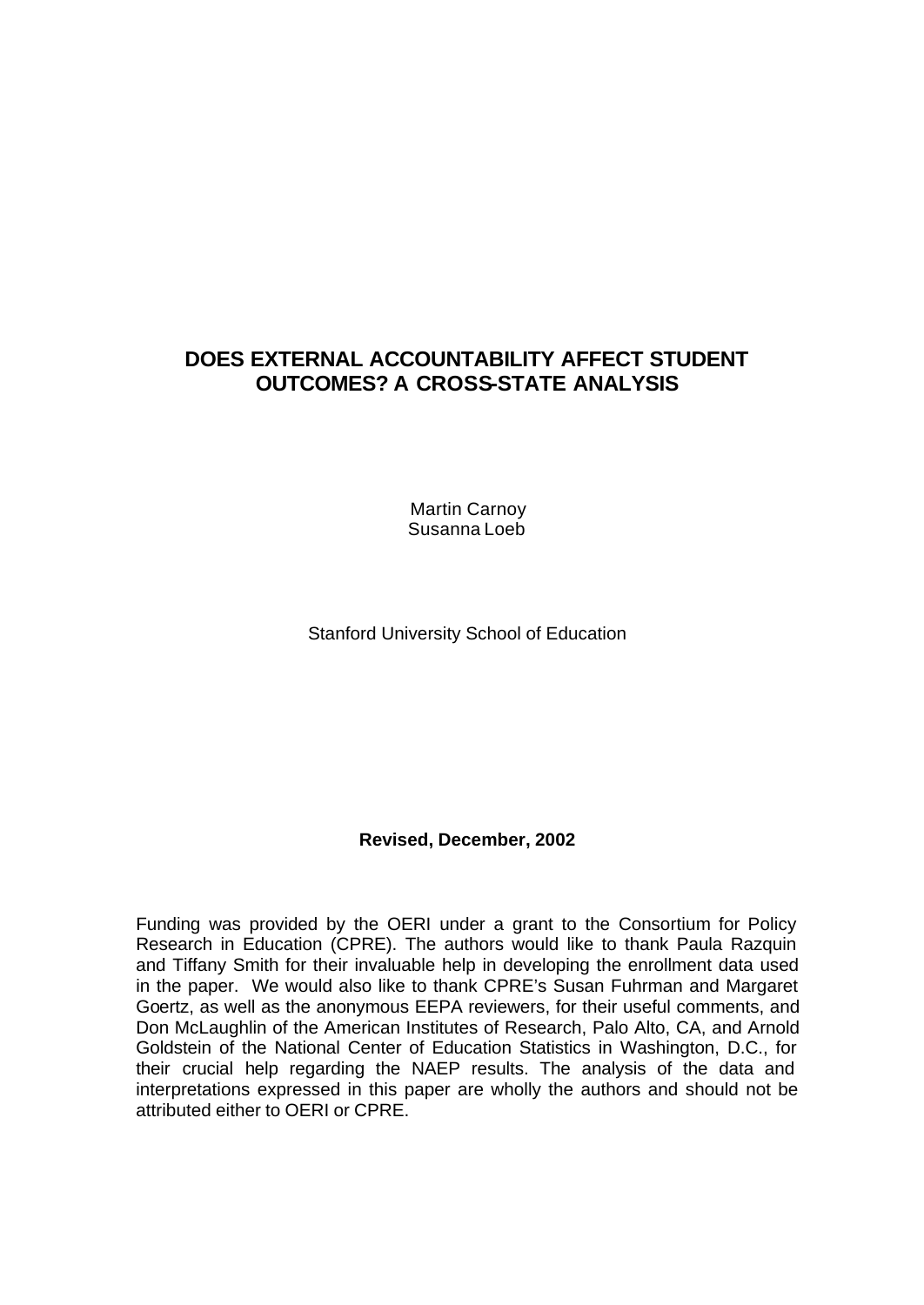# DOES EXTERNAL ACCOUNTABILITY AFFECT STUDENT OUTCOMES? A CROSS-STATE ANALYSIS

Martin Carnoy
Susanna Loeb

Stanford University School of Education

**Revised, December, 2002**

Funding was provided by the OERI under a grant to the Consortium for Policy Research in Education (CPRE). The authors would like to thank Paula Razquin and Tiffany Smith for their invaluable help in developing the enrollment data used in the paper. We would also like to thank CPRE's Susan Fuhrman and Margaret Goertz, as well as the anonymous EEPA reviewers, for their useful comments, and Don McLaughlin of the American Institutes of Research, Palo Alto, CA, and Arnold Goldstein of the National Center of Education Statistics in Washington, D.C., for their crucial help regarding the NAEP results. The analysis of the data and interpretations expressed in this paper are wholly the authors and should not be attributed either to OERI or CPRE.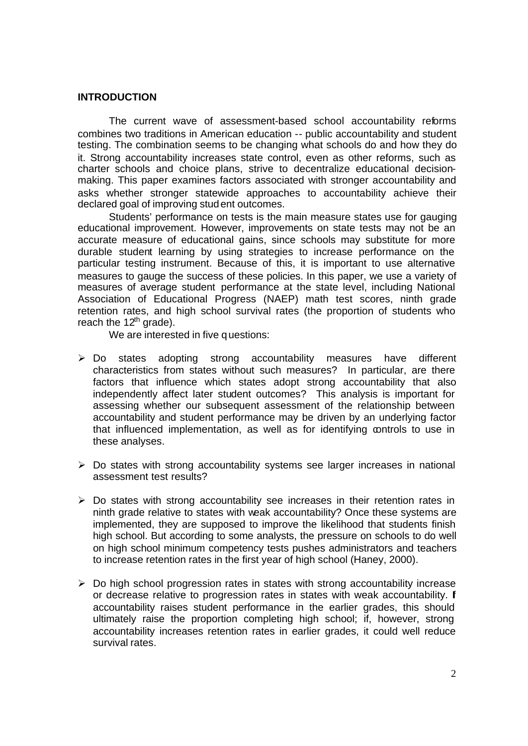## INTRODUCTION

The current wave of assessment-based school accountability reforms combines two traditions in American education -- public accountability and student testing. The combination seems to be changing what schools do and how they do it. Strong accountability increases state control, even as other reforms, such as charter schools and choice plans, strive to decentralize educational decision-making. This paper examines factors associated with stronger accountability and asks whether stronger statewide approaches to accountability achieve their declared goal of improving student outcomes.

Students' performance on tests is the main measure states use for gauging educational improvement. However, improvements on state tests may not be an accurate measure of educational gains, since schools may substitute for more durable student learning by using strategies to increase performance on the particular testing instrument. Because of this, it is important to use alternative measures to gauge the success of these policies. In this paper, we use a variety of measures of average student performance at the state level, including National Association of Educational Progress (NAEP) math test scores, ninth grade retention rates, and high school survival rates (the proportion of students who reach the 12th grade).

We are interested in five questions:

- Do states adopting strong accountability measures have different characteristics from states without such measures? In particular, are there factors that influence which states adopt strong accountability that also independently affect later student outcomes? This analysis is important for assessing whether our subsequent assessment of the relationship between accountability and student performance may be driven by an underlying factor that influenced implementation, as well as for identifying controls to use in these analyses.

- Do states with strong accountability systems see larger increases in national assessment test results?

- Do states with strong accountability see increases in their retention rates in ninth grade relative to states with weak accountability? Once these systems are implemented, they are supposed to improve the likelihood that students finish high school. But according to some analysts, the pressure on schools to do well on high school minimum competency tests pushes administrators and teachers to increase retention rates in the first year of high school (Haney, 2000).

- Do high school progression rates in states with strong accountability increase or decrease relative to progression rates in states with weak accountability. If accountability raises student performance in the earlier grades, this should ultimately raise the proportion completing high school; if, however, strong accountability increases retention rates in earlier grades, it could well reduce survival rates.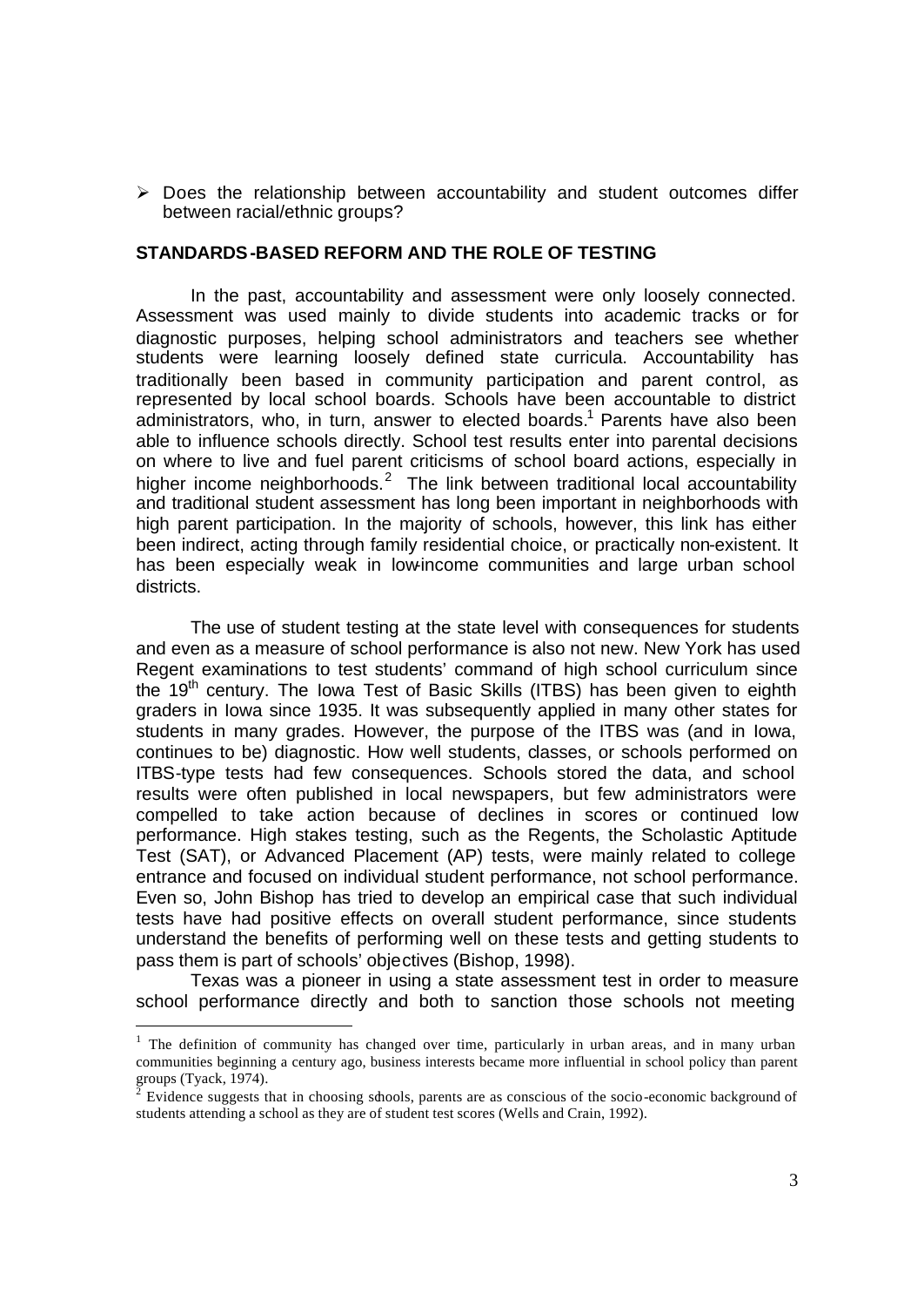- Does the relationship between accountability and student outcomes differ between racial/ethnic groups?

## STANDARDS-BASED REFORM AND THE ROLE OF TESTING

In the past, accountability and assessment were only loosely connected. Assessment was used mainly to divide students into academic tracks or for diagnostic purposes, helping school administrators and teachers see whether students were learning loosely defined state curricula. Accountability has traditionally been based in community participation and parent control, as represented by local school boards. Schools have been accountable to district administrators, who, in turn, answer to elected boards.[1] Parents have also been able to influence schools directly. School test results enter into parental decisions on where to live and fuel parent criticisms of school board actions, especially in higher income neighborhoods.[2] The link between traditional local accountability and traditional student assessment has long been important in neighborhoods with high parent participation. In the majority of schools, however, this link has either been indirect, acting through family residential choice, or practically non-existent. It has been especially weak in low-income communities and large urban school districts.

The use of student testing at the state level with consequences for students and even as a measure of school performance is also not new. New York has used Regent examinations to test students' command of high school curriculum since the 19th century. The Iowa Test of Basic Skills (ITBS) has been given to eighth graders in Iowa since 1935. It was subsequently applied in many other states for students in many grades. However, the purpose of the ITBS was (and in Iowa, continues to be) diagnostic. How well students, classes, or schools performed on ITBS-type tests had few consequences. Schools stored the data, and school results were often published in local newspapers, but few administrators were compelled to take action because of declines in scores or continued low performance. High stakes testing, such as the Regents, the Scholastic Aptitude Test (SAT), or Advanced Placement (AP) tests, were mainly related to college entrance and focused on individual student performance, not school performance. Even so, John Bishop has tried to develop an empirical case that such individual tests have had positive effects on overall student performance, since students understand the benefits of performing well on these tests and getting students to pass them is part of schools' objectives (Bishop, 1998).

Texas was a pioneer in using a state assessment test in order to measure school performance directly and both to sanction those schools not meeting

---

[1] The definition of community has changed over time, particularly in urban areas, and in many urban communities beginning a century ago, business interests became more influential in school policy than parent groups (Tyack, 1974).

[2] Evidence suggests that in choosing schools, parents are as conscious of the socio-economic background of students attending a school as they are of student test scores (Wells and Crain, 1992).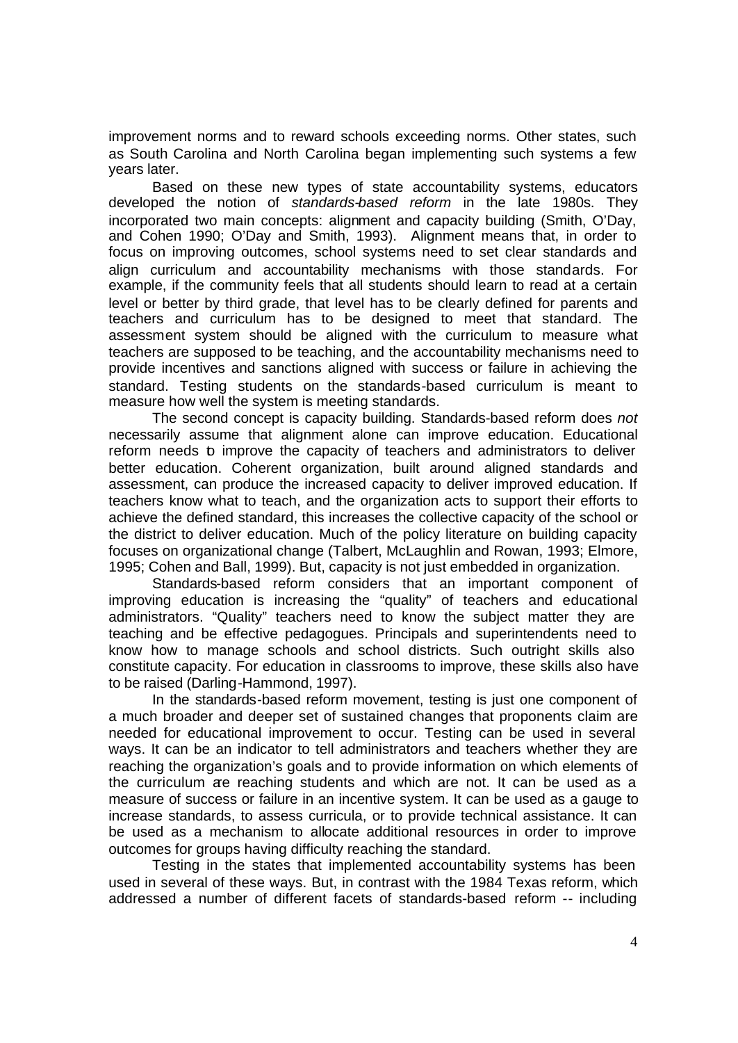improvement norms and to reward schools exceeding norms. Other states, such as South Carolina and North Carolina began implementing such systems a few years later.

Based on these new types of state accountability systems, educators developed the notion of *standards-based reform* in the late 1980s. They incorporated two main concepts: alignment and capacity building (Smith, O'Day, and Cohen 1990; O'Day and Smith, 1993). Alignment means that, in order to focus on improving outcomes, school systems need to set clear standards and align curriculum and accountability mechanisms with those standards. For example, if the community feels that all students should learn to read at a certain level or better by third grade, that level has to be clearly defined for parents and teachers and curriculum has to be designed to meet that standard. The assessment system should be aligned with the curriculum to measure what teachers are supposed to be teaching, and the accountability mechanisms need to provide incentives and sanctions aligned with success or failure in achieving the standard. Testing students on the standards-based curriculum is meant to measure how well the system is meeting standards.

The second concept is capacity building. Standards-based reform does *not* necessarily assume that alignment alone can improve education. Educational reform needs to improve the capacity of teachers and administrators to deliver better education. Coherent organization, built around aligned standards and assessment, can produce the increased capacity to deliver improved education. If teachers know what to teach, and the organization acts to support their efforts to achieve the defined standard, this increases the collective capacity of the school or the district to deliver education. Much of the policy literature on building capacity focuses on organizational change (Talbert, McLaughlin and Rowan, 1993; Elmore, 1995; Cohen and Ball, 1999). But, capacity is not just embedded in organization.

Standards-based reform considers that an important component of improving education is increasing the "quality" of teachers and educational administrators. "Quality" teachers need to know the subject matter they are teaching and be effective pedagogues. Principals and superintendents need to know how to manage schools and school districts. Such outright skills also constitute capacity. For education in classrooms to improve, these skills also have to be raised (Darling-Hammond, 1997).

In the standards-based reform movement, testing is just one component of a much broader and deeper set of sustained changes that proponents claim are needed for educational improvement to occur. Testing can be used in several ways. It can be an indicator to tell administrators and teachers whether they are reaching the organization's goals and to provide information on which elements of the curriculum are reaching students and which are not. It can be used as a measure of success or failure in an incentive system. It can be used as a gauge to increase standards, to assess curricula, or to provide technical assistance. It can be used as a mechanism to allocate additional resources in order to improve outcomes for groups having difficulty reaching the standard.

Testing in the states that implemented accountability systems has been used in several of these ways. But, in contrast with the 1984 Texas reform, which addressed a number of different facets of standards-based reform -- including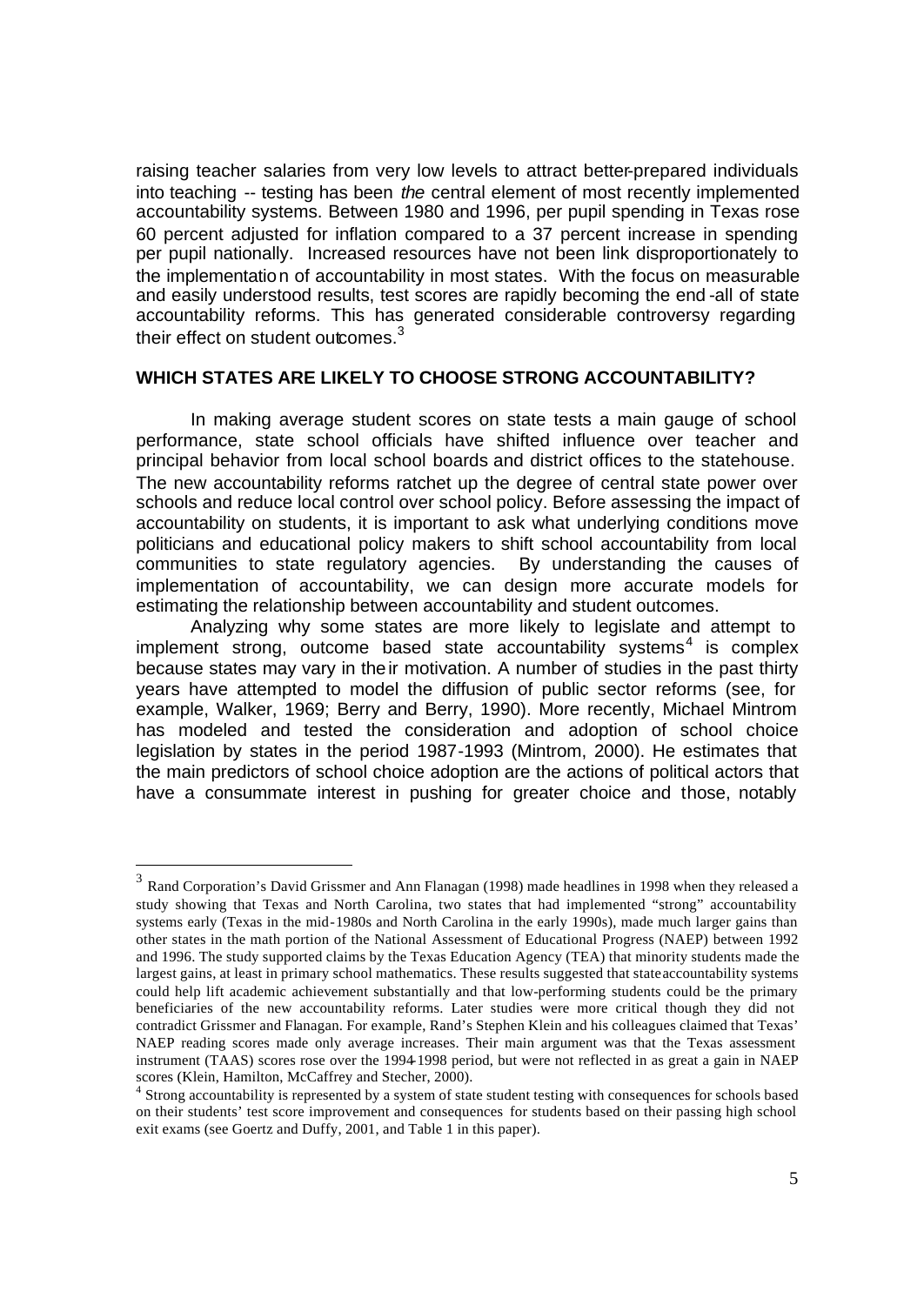raising teacher salaries from very low levels to attract better-prepared individuals into teaching -- testing has been *the* central element of most recently implemented accountability systems. Between 1980 and 1996, per pupil spending in Texas rose 60 percent adjusted for inflation compared to a 37 percent increase in spending per pupil nationally. Increased resources have not been link disproportionately to the implementation of accountability in most states. With the focus on measurable and easily understood results, test scores are rapidly becoming the end-all of state accountability reforms. This has generated considerable controversy regarding their effect on student outcomes.[3]

## WHICH STATES ARE LIKELY TO CHOOSE STRONG ACCOUNTABILITY?

In making average student scores on state tests a main gauge of school performance, state school officials have shifted influence over teacher and principal behavior from local school boards and district offices to the statehouse. The new accountability reforms ratchet up the degree of central state power over schools and reduce local control over school policy. Before assessing the impact of accountability on students, it is important to ask what underlying conditions move politicians and educational policy makers to shift school accountability from local communities to state regulatory agencies. By understanding the causes of implementation of accountability, we can design more accurate models for estimating the relationship between accountability and student outcomes.

Analyzing why some states are more likely to legislate and attempt to implement strong, outcome based state accountability systems[4] is complex because states may vary in their motivation. A number of studies in the past thirty years have attempted to model the diffusion of public sector reforms (see, for example, Walker, 1969; Berry and Berry, 1990). More recently, Michael Mintrom has modeled and tested the consideration and adoption of school choice legislation by states in the period 1987-1993 (Mintrom, 2000). He estimates that the main predictors of school choice adoption are the actions of political actors that have a consummate interest in pushing for greater choice and those, notably

---

[3] Rand Corporation's David Grissmer and Ann Flanagan (1998) made headlines in 1998 when they released a study showing that Texas and North Carolina, two states that had implemented "strong" accountability systems early (Texas in the mid-1980s and North Carolina in the early 1990s), made much larger gains than other states in the math portion of the National Assessment of Educational Progress (NAEP) between 1992 and 1996. The study supported claims by the Texas Education Agency (TEA) that minority students made the largest gains, at least in primary school mathematics. These results suggested that state accountability systems could help lift academic achievement substantially and that low-performing students could be the primary beneficiaries of the new accountability reforms. Later studies were more critical though they did not contradict Grissmer and Flanagan. For example, Rand's Stephen Klein and his colleagues claimed that Texas' NAEP reading scores made only average increases. Their main argument was that the Texas assessment instrument (TAAS) scores rose over the 1994-1998 period, but were not reflected in as great a gain in NAEP scores (Klein, Hamilton, McCaffrey and Stecher, 2000).

[4] Strong accountability is represented by a system of state student testing with consequences for schools based on their students' test score improvement and consequences for students based on their passing high school exit exams (see Goertz and Duffy, 2001, and Table 1 in this paper).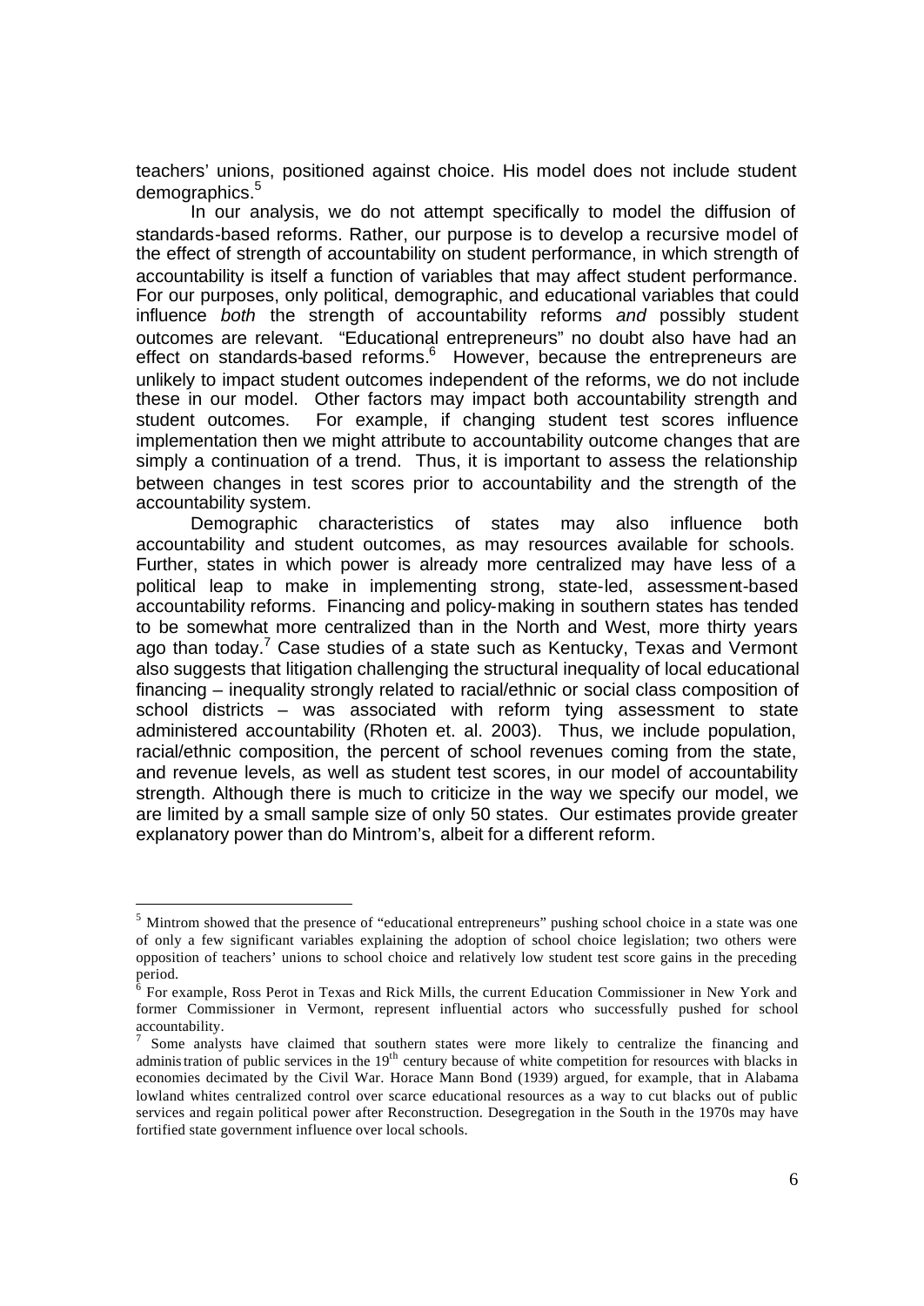teachers' unions, positioned against choice. His model does not include student demographics.[5]

In our analysis, we do not attempt specifically to model the diffusion of standards-based reforms. Rather, our purpose is to develop a recursive model of the effect of strength of accountability on student performance, in which strength of accountability is itself a function of variables that may affect student performance. For our purposes, only political, demographic, and educational variables that could influence *both* the strength of accountability reforms *and* possibly student outcomes are relevant. "Educational entrepreneurs" no doubt also have had an effect on standards-based reforms.[6] However, because the entrepreneurs are unlikely to impact student outcomes independent of the reforms, we do not include these in our model. Other factors may impact both accountability strength and student outcomes. For example, if changing student test scores influence implementation then we might attribute to accountability outcome changes that are simply a continuation of a trend. Thus, it is important to assess the relationship between changes in test scores prior to accountability and the strength of the accountability system.

Demographic characteristics of states may also influence both accountability and student outcomes, as may resources available for schools. Further, states in which power is already more centralized may have less of a political leap to make in implementing strong, state-led, assessment-based accountability reforms. Financing and policy-making in southern states has tended to be somewhat more centralized than in the North and West, more thirty years ago than today.[7] Case studies of a state such as Kentucky, Texas and Vermont also suggests that litigation challenging the structural inequality of local educational financing – inequality strongly related to racial/ethnic or social class composition of school districts – was associated with reform tying assessment to state administered accountability (Rhoten et. al. 2003). Thus, we include population, racial/ethnic composition, the percent of school revenues coming from the state, and revenue levels, as well as student test scores, in our model of accountability strength. Although there is much to criticize in the way we specify our model, we are limited by a small sample size of only 50 states. Our estimates provide greater explanatory power than do Mintrom's, albeit for a different reform.

---

[5] Mintrom showed that the presence of "educational entrepreneurs" pushing school choice in a state was one of only a few significant variables explaining the adoption of school choice legislation; two others were opposition of teachers' unions to school choice and relatively low student test score gains in the preceding period.

[6] For example, Ross Perot in Texas and Rick Mills, the current Education Commissioner in New York and former Commissioner in Vermont, represent influential actors who successfully pushed for school accountability.

[7] Some analysts have claimed that southern states were more likely to centralize the financing and administration of public services in the 19th century because of white competition for resources with blacks in economies decimated by the Civil War. Horace Mann Bond (1939) argued, for example, that in Alabama lowland whites centralized control over scarce educational resources as a way to cut blacks out of public services and regain political power after Reconstruction. Desegregation in the South in the 1970s may have fortified state government influence over local schools.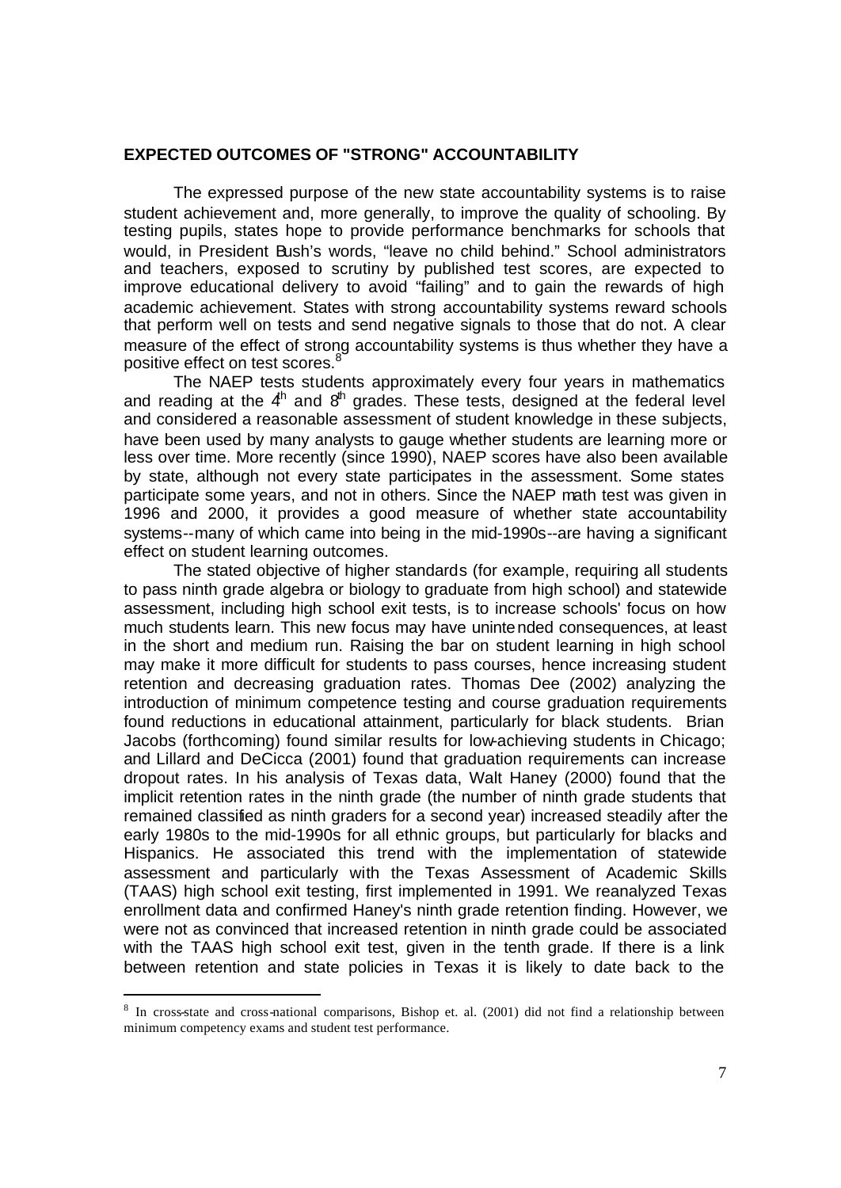## EXPECTED OUTCOMES OF "STRONG" ACCOUNTABILITY

The expressed purpose of the new state accountability systems is to raise student achievement and, more generally, to improve the quality of schooling. By testing pupils, states hope to provide performance benchmarks for schools that would, in President Bush's words, "leave no child behind." School administrators and teachers, exposed to scrutiny by published test scores, are expected to improve educational delivery to avoid "failing" and to gain the rewards of high academic achievement. States with strong accountability systems reward schools that perform well on tests and send negative signals to those that do not. A clear measure of the effect of strong accountability systems is thus whether they have a positive effect on test scores.[8]

The NAEP tests students approximately every four years in mathematics and reading at the 4th and 8th grades. These tests, designed at the federal level and considered a reasonable assessment of student knowledge in these subjects, have been used by many analysts to gauge whether students are learning more or less over time. More recently (since 1990), NAEP scores have also been available by state, although not every state participates in the assessment. Some states participate some years, and not in others. Since the NAEP math test was given in 1996 and 2000, it provides a good measure of whether state accountability systems--many of which came into being in the mid-1990s--are having a significant effect on student learning outcomes.

The stated objective of higher standards (for example, requiring all students to pass ninth grade algebra or biology to graduate from high school) and statewide assessment, including high school exit tests, is to increase schools' focus on how much students learn. This new focus may have unintended consequences, at least in the short and medium run. Raising the bar on student learning in high school may make it more difficult for students to pass courses, hence increasing student retention and decreasing graduation rates. Thomas Dee (2002) analyzing the introduction of minimum competence testing and course graduation requirements found reductions in educational attainment, particularly for black students. Brian Jacobs (forthcoming) found similar results for low-achieving students in Chicago; and Lillard and DeCicca (2001) found that graduation requirements can increase dropout rates. In his analysis of Texas data, Walt Haney (2000) found that the implicit retention rates in the ninth grade (the number of ninth grade students that remained classified as ninth graders for a second year) increased steadily after the early 1980s to the mid-1990s for all ethnic groups, but particularly for blacks and Hispanics. He associated this trend with the implementation of statewide assessment and particularly with the Texas Assessment of Academic Skills (TAAS) high school exit testing, first implemented in 1991. We reanalyzed Texas enrollment data and confirmed Haney's ninth grade retention finding. However, we were not as convinced that increased retention in ninth grade could be associated with the TAAS high school exit test, given in the tenth grade. If there is a link between retention and state policies in Texas it is likely to date back to the

---

[8] In cross-state and cross-national comparisons, Bishop et. al. (2001) did not find a relationship between minimum competency exams and student test performance.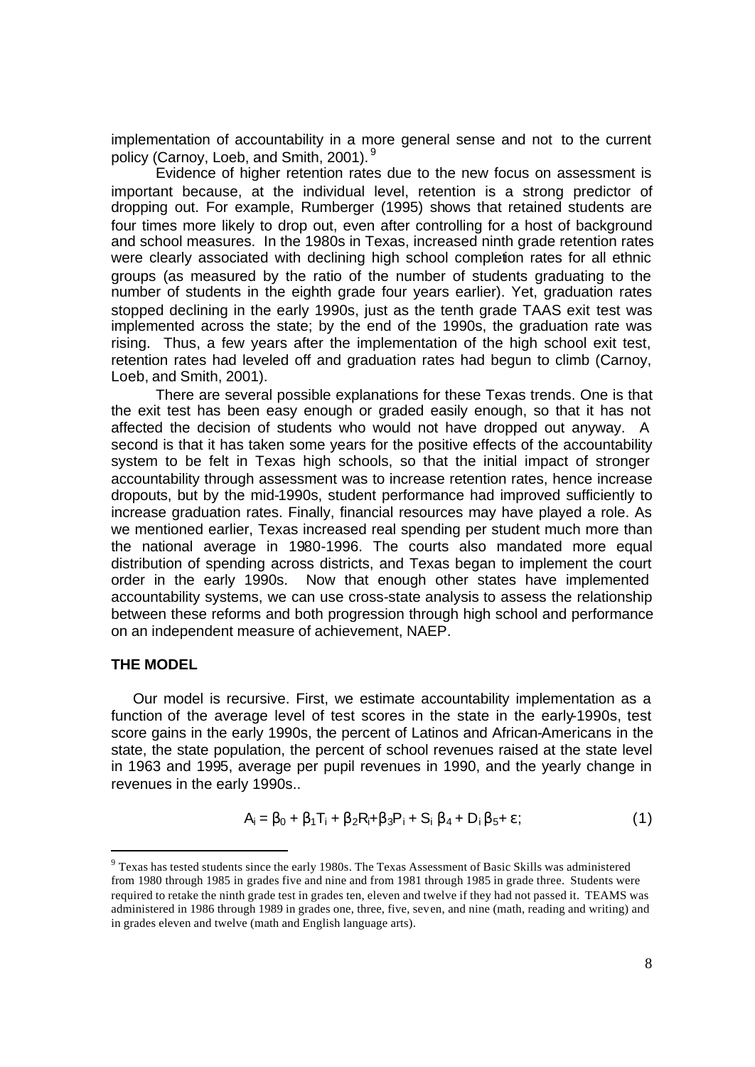implementation of accountability in a more general sense and not to the current policy (Carnoy, Loeb, and Smith, 2001).[9]

Evidence of higher retention rates due to the new focus on assessment is important because, at the individual level, retention is a strong predictor of dropping out. For example, Rumberger (1995) shows that retained students are four times more likely to drop out, even after controlling for a host of background and school measures. In the 1980s in Texas, increased ninth grade retention rates were clearly associated with declining high school completion rates for all ethnic groups (as measured by the ratio of the number of students graduating to the number of students in the eighth grade four years earlier). Yet, graduation rates stopped declining in the early 1990s, just as the tenth grade TAAS exit test was implemented across the state; by the end of the 1990s, the graduation rate was rising. Thus, a few years after the implementation of the high school exit test, retention rates had leveled off and graduation rates had begun to climb (Carnoy, Loeb, and Smith, 2001).

There are several possible explanations for these Texas trends. One is that the exit test has been easy enough or graded easily enough, so that it has not affected the decision of students who would not have dropped out anyway. A second is that it has taken some years for the positive effects of the accountability system to be felt in Texas high schools, so that the initial impact of stronger accountability through assessment was to increase retention rates, hence increase dropouts, but by the mid-1990s, student performance had improved sufficiently to increase graduation rates. Finally, financial resources may have played a role. As we mentioned earlier, Texas increased real spending per student much more than the national average in 1980-1996. The courts also mandated more equal distribution of spending across districts, and Texas began to implement the court order in the early 1990s. Now that enough other states have implemented accountability systems, we can use cross-state analysis to assess the relationship between these reforms and both progression through high school and performance on an independent measure of achievement, NAEP.

**THE MODEL**

Our model is recursive. First, we estimate accountability implementation as a function of the average level of test scores in the state in the early-1990s, test score gains in the early 1990s, the percent of Latinos and African-Americans in the state, the state population, the percent of school revenues raised at the state level in 1963 and 1995, average per pupil revenues in 1990, and the yearly change in revenues in the early 1990s..

$$A_i = \beta_0 + \beta_1 T_i + \beta_2 R_i + \beta_3 P_i + S_i\,\beta_4 + D_i\,\beta_5 + \varepsilon; \qquad (1)$$

[9] Texas has tested students since the early 1980s. The Texas Assessment of Basic Skills was administered from 1980 through 1985 in grades five and nine and from 1981 through 1985 in grade three. Students were required to retake the ninth grade test in grades ten, eleven and twelve if they had not passed it. TEAMS was administered in 1986 through 1989 in grades one, three, five, seven, and nine (math, reading and writing) and in grades eleven and twelve (math and English language arts).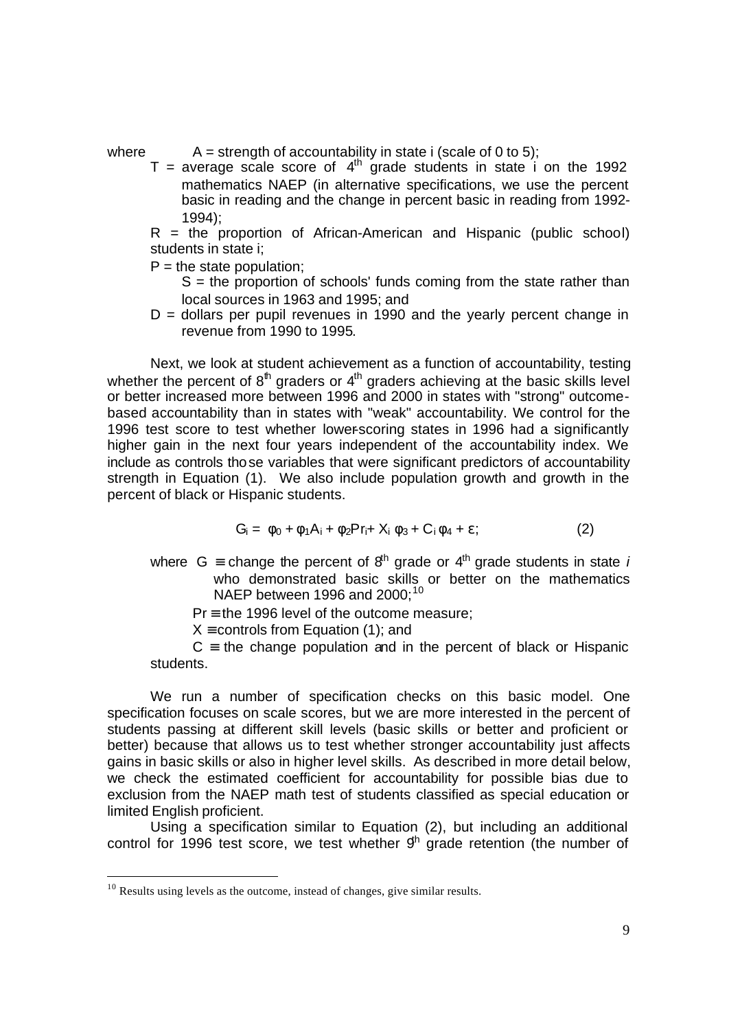where $A$ = strength of accountability in state i (scale of 0 to 5);

$T$ = average scale score of 4th grade students in state i on the 1992 mathematics NAEP (in alternative specifications, we use the percent basic in reading and the change in percent basic in reading from 1992-1994);

$R$ = the proportion of African-American and Hispanic (public school) students in state i;

$P$ = the state population;

$S$ = the proportion of schools' funds coming from the state rather than local sources in 1963 and 1995; and

$D$ = dollars per pupil revenues in 1990 and the yearly percent change in revenue from 1990 to 1995.

Next, we look at student achievement as a function of accountability, testing whether the percent of 8th graders or 4th graders achieving at the basic skills level or better increased more between 1996 and 2000 in states with "strong" outcome-based accountability than in states with "weak" accountability. We control for the 1996 test score to test whether lower-scoring states in 1996 had a significantly higher gain in the next four years independent of the accountability index. We include as controls those variables that were significant predictors of accountability strength in Equation (1). We also include population growth and growth in the percent of black or Hispanic students.

$$G_i = \phi_0 + \phi_1 A_i + \phi_2 Pr_i + X_i \phi_3 + C_i \phi_4 + \varepsilon; \qquad (2)$$

where $G \equiv$ change the percent of 8th grade or 4th grade students in state *i* who demonstrated basic skills or better on the mathematics NAEP between 1996 and 2000;[10]

$Pr \equiv$ the 1996 level of the outcome measure;

$X \equiv$ controls from Equation (1); and

$C \equiv$ the change population and in the percent of black or Hispanic students.

We run a number of specification checks on this basic model. One specification focuses on scale scores, but we are more interested in the percent of students passing at different skill levels (basic skills or better and proficient or better) because that allows us to test whether stronger accountability just affects gains in basic skills or also in higher level skills. As described in more detail below, we check the estimated coefficient for accountability for possible bias due to exclusion from the NAEP math test of students classified as special education or limited English proficient.

Using a specification similar to Equation (2), but including an additional control for 1996 test score, we test whether 9th grade retention (the number of

---

[10] Results using levels as the outcome, instead of changes, give similar results.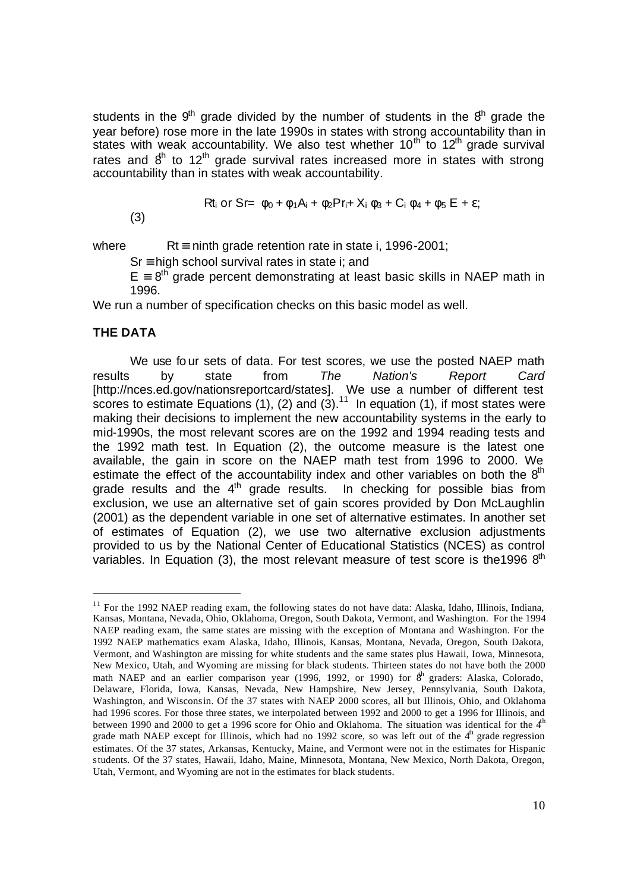students in the 9th grade divided by the number of students in the 8th grade the year before) rose more in the late 1990s in states with strong accountability than in states with weak accountability. We also test whether 10th to 12th grade survival rates and 8th to 12th grade survival rates increased more in states with strong accountability than in states with weak accountability.

$$Rt_i \text{ or } Sr = \phi_0 + \phi_1 A_i + \phi_2 Pr_i + X_i \phi_3 + C_i \phi_4 + \phi_5 E + \varepsilon; \quad (3)$$

where $Rt \equiv$ ninth grade retention rate in state i, 1996-2001;

$Sr \equiv$ high school survival rates in state i; and

$E \equiv$ 8th grade percent demonstrating at least basic skills in NAEP math in 1996.

We run a number of specification checks on this basic model as well.

## THE DATA

We use four sets of data. For test scores, we use the posted NAEP math results by state from *The Nation's Report Card* [http://nces.ed.gov/nationsreportcard/states]. We use a number of different test scores to estimate Equations (1), (2) and (3).[11] In equation (1), if most states were making their decisions to implement the new accountability systems in the early to mid-1990s, the most relevant scores are on the 1992 and 1994 reading tests and the 1992 math test. In Equation (2), the outcome measure is the latest one available, the gain in score on the NAEP math test from 1996 to 2000. We estimate the effect of the accountability index and other variables on both the 8th grade results and the 4th grade results. In checking for possible bias from exclusion, we use an alternative set of gain scores provided by Don McLaughlin (2001) as the dependent variable in one set of alternative estimates. In another set of estimates of Equation (2), we use two alternative exclusion adjustments provided to us by the National Center of Educational Statistics (NCES) as control variables. In Equation (3), the most relevant measure of test score is the1996 8th

---

[11] For the 1992 NAEP reading exam, the following states do not have data: Alaska, Idaho, Illinois, Indiana, Kansas, Montana, Nevada, Ohio, Oklahoma, Oregon, South Dakota, Vermont, and Washington. For the 1994 NAEP reading exam, the same states are missing with the exception of Montana and Washington. For the 1992 NAEP mathematics exam Alaska, Idaho, Illinois, Kansas, Montana, Nevada, Oregon, South Dakota, Vermont, and Washington are missing for white students and the same states plus Hawaii, Iowa, Minnesota, New Mexico, Utah, and Wyoming are missing for black students. Thirteen states do not have both the 2000 math NAEP and an earlier comparison year (1996, 1992, or 1990) for 8th graders: Alaska, Colorado, Delaware, Florida, Iowa, Kansas, Nevada, New Hampshire, New Jersey, Pennsylvania, South Dakota, Washington, and Wisconsin. Of the 37 states with NAEP 2000 scores, all but Illinois, Ohio, and Oklahoma had 1996 scores. For those three states, we interpolated between 1992 and 2000 to get a 1996 for Illinois, and between 1990 and 2000 to get a 1996 score for Ohio and Oklahoma. The situation was identical for the 4th grade math NAEP except for Illinois, which had no 1992 score, so was left out of the 4th grade regression estimates. Of the 37 states, Arkansas, Kentucky, Maine, and Vermont were not in the estimates for Hispanic students. Of the 37 states, Hawaii, Idaho, Maine, Minnesota, Montana, New Mexico, North Dakota, Oregon, Utah, Vermont, and Wyoming are not in the estimates for black students.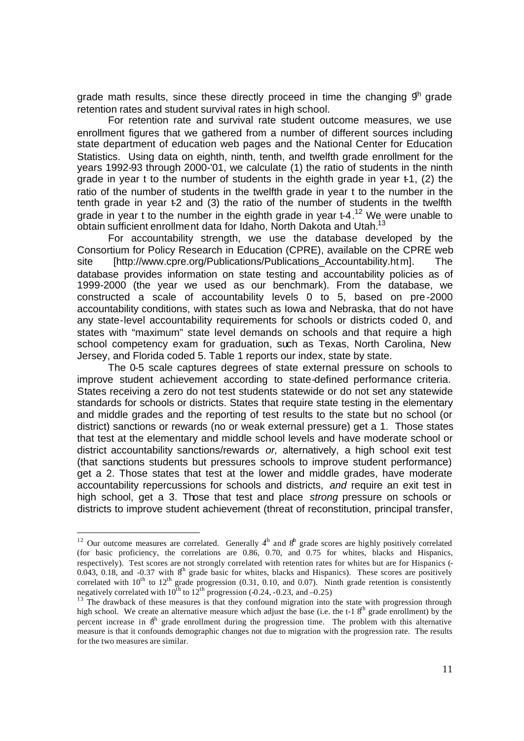grade math results, since these directly proceed in time the changing 9th grade retention rates and student survival rates in high school.

For retention rate and survival rate student outcome measures, we use enrollment figures that we gathered from a number of different sources including state department of education web pages and the National Center for Education Statistics. Using data on eighth, ninth, tenth, and twelfth grade enrollment for the years 1992-93 through 2000-'01, we calculate (1) the ratio of students in the ninth grade in year t to the number of students in the eighth grade in year t-1, (2) the ratio of the number of students in the twelfth grade in year t to the number in the tenth grade in year t-2 and (3) the ratio of the number of students in the twelfth grade in year t to the number in the eighth grade in year t-4.[12] We were unable to obtain sufficient enrollment data for Idaho, North Dakota and Utah.[13]

For accountability strength, we use the database developed by the Consortium for Policy Research in Education (CPRE), available on the CPRE web site [http://www.cpre.org/Publications/Publications_Accountability.htm]. The database provides information on state testing and accountability policies as of 1999-2000 (the year we used as our benchmark). From the database, we constructed a scale of accountability levels 0 to 5, based on pre-2000 accountability conditions, with states such as Iowa and Nebraska, that do not have any state-level accountability requirements for schools or districts coded 0, and states with "maximum" state level demands on schools and that require a high school competency exam for graduation, such as Texas, North Carolina, New Jersey, and Florida coded 5. Table 1 reports our index, state by state.

The 0-5 scale captures degrees of state external pressure on schools to improve student achievement according to state-defined performance criteria. States receiving a zero do not test students statewide or do not set any statewide standards for schools or districts. States that require state testing in the elementary and middle grades and the reporting of test results to the state but no school (or district) sanctions or rewards (no or weak external pressure) get a 1. Those states that test at the elementary and middle school levels and have moderate school or district accountability sanctions/rewards *or,* alternatively, a high school exit test (that sanctions students but pressures schools to improve student performance) get a 2. Those states that test at the lower and middle grades, have moderate accountability repercussions for schools and districts, *and* require an exit test in high school, get a 3. Those that test and place *strong* pressure on schools or districts to improve student achievement (threat of reconstitution, principal transfer,

---

[12] Our outcome measures are correlated. Generally 4th and 8th grade scores are highly positively correlated (for basic proficiency, the correlations are 0.86, 0.70, and 0.75 for whites, blacks and Hispanics, respectively). Test scores are not strongly correlated with retention rates for whites but are for Hispanics (-0.043, 0.18, and -0.37 with 8th grade basic for whites, blacks and Hispanics). These scores are positively correlated with 10th to 12th grade progression (0.31, 0.10, and 0.07). Ninth grade retention is consistently negatively correlated with 10th to 12th progression (-0.24, -0.23, and –0.25)

[13] The drawback of these measures is that they confound migration into the state with progression through high school. We create an alternative measure which adjust the base (i.e. the t-1 8th grade enrollment) by the percent increase in 8th grade enrollment during the progression time. The problem with this alternative measure is that it confounds demographic changes not due to migration with the progression rate. The results for the two measures are similar.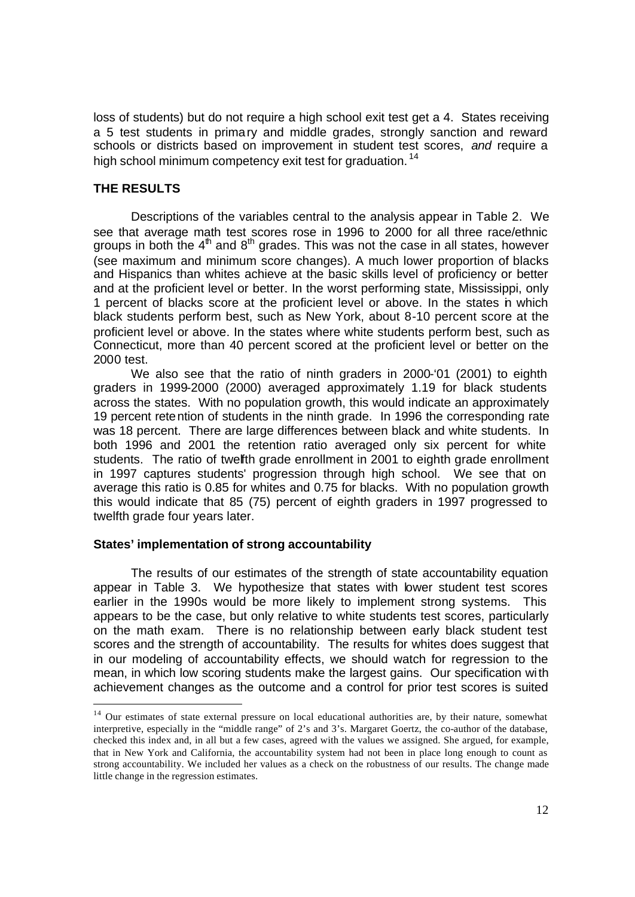loss of students) but do not require a high school exit test get a 4. States receiving a 5 test students in primary and middle grades, strongly sanction and reward schools or districts based on improvement in student test scores, *and* require a high school minimum competency exit test for graduation.[14]

## THE RESULTS

Descriptions of the variables central to the analysis appear in Table 2. We see that average math test scores rose in 1996 to 2000 for all three race/ethnic groups in both the 4th and 8th grades. This was not the case in all states, however (see maximum and minimum score changes). A much lower proportion of blacks and Hispanics than whites achieve at the basic skills level of proficiency or better and at the proficient level or better. In the worst performing state, Mississippi, only 1 percent of blacks score at the proficient level or above. In the states in which black students perform best, such as New York, about 8-10 percent score at the proficient level or above. In the states where white students perform best, such as Connecticut, more than 40 percent scored at the proficient level or better on the 2000 test.

We also see that the ratio of ninth graders in 2000-'01 (2001) to eighth graders in 1999-2000 (2000) averaged approximately 1.19 for black students across the states. With no population growth, this would indicate an approximately 19 percent retention of students in the ninth grade. In 1996 the corresponding rate was 18 percent. There are large differences between black and white students. In both 1996 and 2001 the retention ratio averaged only six percent for white students. The ratio of twelfth grade enrollment in 2001 to eighth grade enrollment in 1997 captures students' progression through high school. We see that on average this ratio is 0.85 for whites and 0.75 for blacks. With no population growth this would indicate that 85 (75) percent of eighth graders in 1997 progressed to twelfth grade four years later.

### States' implementation of strong accountability

The results of our estimates of the strength of state accountability equation appear in Table 3. We hypothesize that states with lower student test scores earlier in the 1990s would be more likely to implement strong systems. This appears to be the case, but only relative to white students test scores, particularly on the math exam. There is no relationship between early black student test scores and the strength of accountability. The results for whites does suggest that in our modeling of accountability effects, we should watch for regression to the mean, in which low scoring students make the largest gains. Our specification with achievement changes as the outcome and a control for prior test scores is suited

---

[14] Our estimates of state external pressure on local educational authorities are, by their nature, somewhat interpretive, especially in the "middle range" of 2's and 3's. Margaret Goertz, the co-author of the database, checked this index and, in all but a few cases, agreed with the values we assigned. She argued, for example, that in New York and California, the accountability system had not been in place long enough to count as strong accountability. We included her values as a check on the robustness of our results. The change made little change in the regression estimates.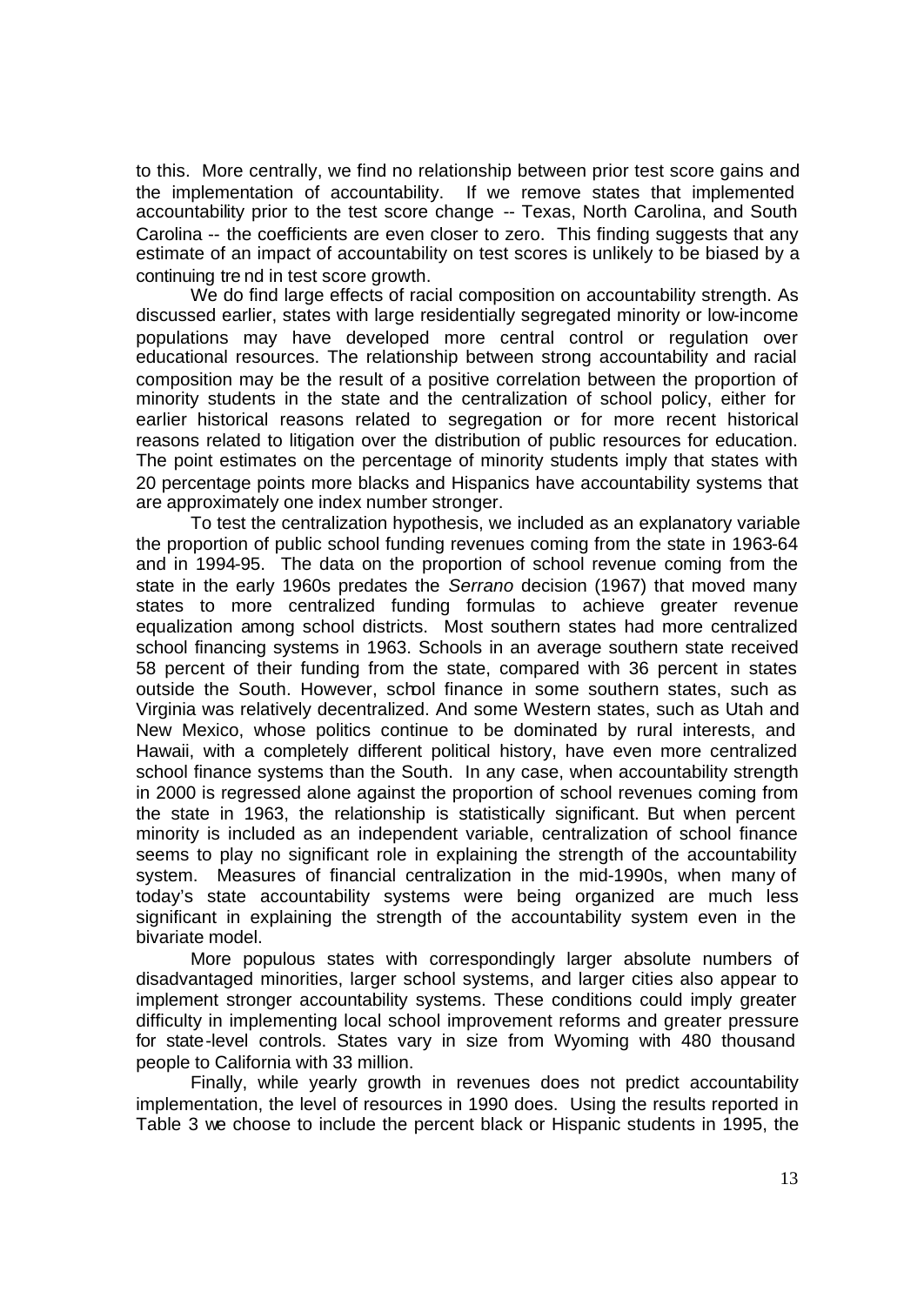to this. More centrally, we find no relationship between prior test score gains and the implementation of accountability. If we remove states that implemented accountability prior to the test score change -- Texas, North Carolina, and South Carolina -- the coefficients are even closer to zero. This finding suggests that any estimate of an impact of accountability on test scores is unlikely to be biased by a continuing tre nd in test score growth.

We do find large effects of racial composition on accountability strength. As discussed earlier, states with large residentially segregated minority or low-income populations may have developed more central control or regulation over educational resources. The relationship between strong accountability and racial composition may be the result of a positive correlation between the proportion of minority students in the state and the centralization of school policy, either for earlier historical reasons related to segregation or for more recent historical reasons related to litigation over the distribution of public resources for education. The point estimates on the percentage of minority students imply that states with 20 percentage points more blacks and Hispanics have accountability systems that are approximately one index number stronger.

To test the centralization hypothesis, we included as an explanatory variable the proportion of public school funding revenues coming from the state in 1963-64 and in 1994-95. The data on the proportion of school revenue coming from the state in the early 1960s predates the *Serrano* decision (1967) that moved many states to more centralized funding formulas to achieve greater revenue equalization among school districts. Most southern states had more centralized school financing systems in 1963. Schools in an average southern state received 58 percent of their funding from the state, compared with 36 percent in states outside the South. However, school finance in some southern states, such as Virginia was relatively decentralized. And some Western states, such as Utah and New Mexico, whose politics continue to be dominated by rural interests, and Hawaii, with a completely different political history, have even more centralized school finance systems than the South. In any case, when accountability strength in 2000 is regressed alone against the proportion of school revenues coming from the state in 1963, the relationship is statistically significant. But when percent minority is included as an independent variable, centralization of school finance seems to play no significant role in explaining the strength of the accountability system. Measures of financial centralization in the mid-1990s, when many of today's state accountability systems were being organized are much less significant in explaining the strength of the accountability system even in the bivariate model.

More populous states with correspondingly larger absolute numbers of disadvantaged minorities, larger school systems, and larger cities also appear to implement stronger accountability systems. These conditions could imply greater difficulty in implementing local school improvement reforms and greater pressure for state-level controls. States vary in size from Wyoming with 480 thousand people to California with 33 million.

Finally, while yearly growth in revenues does not predict accountability implementation, the level of resources in 1990 does. Using the results reported in Table 3 we choose to include the percent black or Hispanic students in 1995, the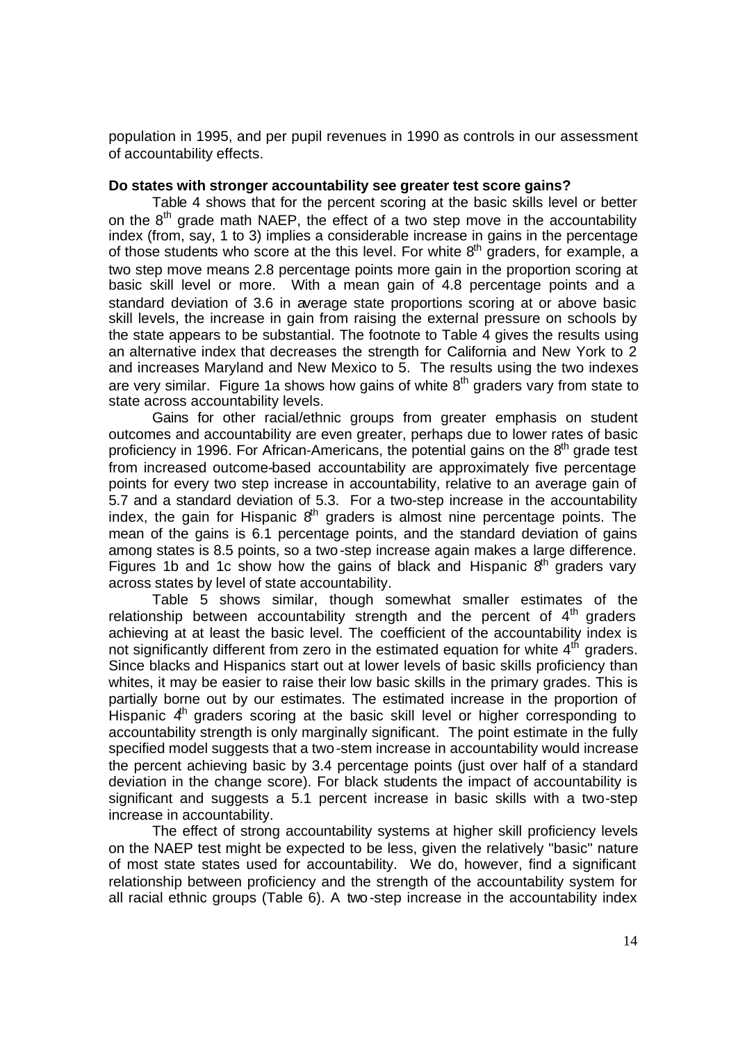population in 1995, and per pupil revenues in 1990 as controls in our assessment of accountability effects.

**Do states with stronger accountability see greater test score gains?**

Table 4 shows that for the percent scoring at the basic skills level or better on the 8th grade math NAEP, the effect of a two step move in the accountability index (from, say, 1 to 3) implies a considerable increase in gains in the percentage of those students who score at the this level. For white 8th graders, for example, a two step move means 2.8 percentage points more gain in the proportion scoring at basic skill level or more. With a mean gain of 4.8 percentage points and a standard deviation of 3.6 in average state proportions scoring at or above basic skill levels, the increase in gain from raising the external pressure on schools by the state appears to be substantial. The footnote to Table 4 gives the results using an alternative index that decreases the strength for California and New York to 2 and increases Maryland and New Mexico to 5. The results using the two indexes are very similar. Figure 1a shows how gains of white 8th graders vary from state to state across accountability levels.

Gains for other racial/ethnic groups from greater emphasis on student outcomes and accountability are even greater, perhaps due to lower rates of basic proficiency in 1996. For African-Americans, the potential gains on the 8th grade test from increased outcome-based accountability are approximately five percentage points for every two step increase in accountability, relative to an average gain of 5.7 and a standard deviation of 5.3. For a two-step increase in the accountability index, the gain for Hispanic 8th graders is almost nine percentage points. The mean of the gains is 6.1 percentage points, and the standard deviation of gains among states is 8.5 points, so a two-step increase again makes a large difference. Figures 1b and 1c show how the gains of black and Hispanic 8th graders vary across states by level of state accountability.

Table 5 shows similar, though somewhat smaller estimates of the relationship between accountability strength and the percent of 4th graders achieving at at least the basic level. The coefficient of the accountability index is not significantly different from zero in the estimated equation for white 4th graders. Since blacks and Hispanics start out at lower levels of basic skills proficiency than whites, it may be easier to raise their low basic skills in the primary grades. This is partially borne out by our estimates. The estimated increase in the proportion of Hispanic 4th graders scoring at the basic skill level or higher corresponding to accountability strength is only marginally significant. The point estimate in the fully specified model suggests that a two-stem increase in accountability would increase the percent achieving basic by 3.4 percentage points (just over half of a standard deviation in the change score). For black students the impact of accountability is significant and suggests a 5.1 percent increase in basic skills with a two-step increase in accountability.

The effect of strong accountability systems at higher skill proficiency levels on the NAEP test might be expected to be less, given the relatively "basic" nature of most state states used for accountability. We do, however, find a significant relationship between proficiency and the strength of the accountability system for all racial ethnic groups (Table 6). A two-step increase in the accountability index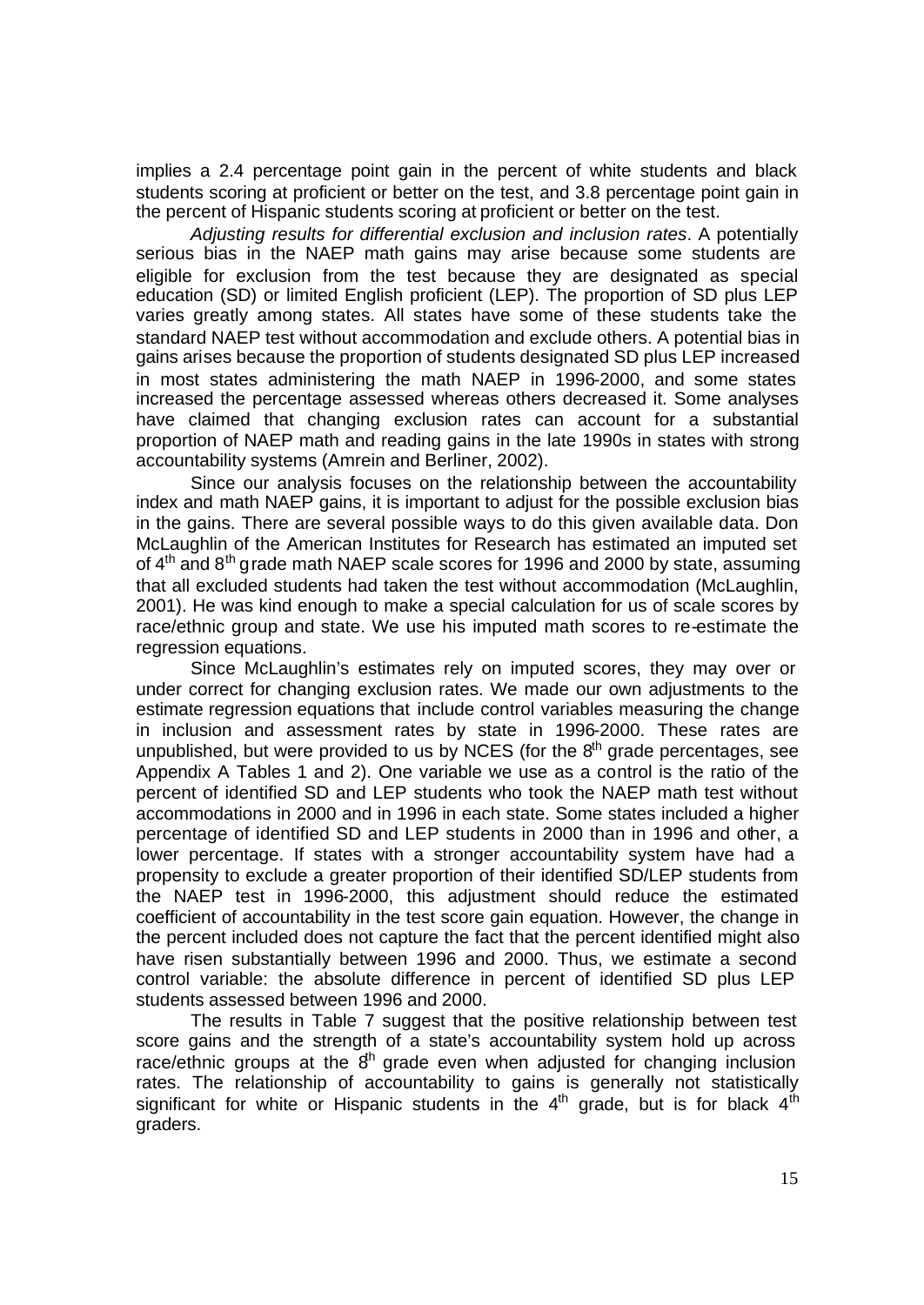implies a 2.4 percentage point gain in the percent of white students and black students scoring at proficient or better on the test, and 3.8 percentage point gain in the percent of Hispanic students scoring at proficient or better on the test.

*Adjusting results for differential exclusion and inclusion rates*. A potentially serious bias in the NAEP math gains may arise because some students are eligible for exclusion from the test because they are designated as special education (SD) or limited English proficient (LEP). The proportion of SD plus LEP varies greatly among states. All states have some of these students take the standard NAEP test without accommodation and exclude others. A potential bias in gains arises because the proportion of students designated SD plus LEP increased in most states administering the math NAEP in 1996-2000, and some states increased the percentage assessed whereas others decreased it. Some analyses have claimed that changing exclusion rates can account for a substantial proportion of NAEP math and reading gains in the late 1990s in states with strong accountability systems (Amrein and Berliner, 2002).

Since our analysis focuses on the relationship between the accountability index and math NAEP gains, it is important to adjust for the possible exclusion bias in the gains. There are several possible ways to do this given available data. Don McLaughlin of the American Institutes for Research has estimated an imputed set of 4th and 8th grade math NAEP scale scores for 1996 and 2000 by state, assuming that all excluded students had taken the test without accommodation (McLaughlin, 2001). He was kind enough to make a special calculation for us of scale scores by race/ethnic group and state. We use his imputed math scores to re-estimate the regression equations.

Since McLaughlin's estimates rely on imputed scores, they may over or under correct for changing exclusion rates. We made our own adjustments to the estimate regression equations that include control variables measuring the change in inclusion and assessment rates by state in 1996-2000. These rates are unpublished, but were provided to us by NCES (for the 8th grade percentages, see Appendix A Tables 1 and 2). One variable we use as a control is the ratio of the percent of identified SD and LEP students who took the NAEP math test without accommodations in 2000 and in 1996 in each state. Some states included a higher percentage of identified SD and LEP students in 2000 than in 1996 and other, a lower percentage. If states with a stronger accountability system have had a propensity to exclude a greater proportion of their identified SD/LEP students from the NAEP test in 1996-2000, this adjustment should reduce the estimated coefficient of accountability in the test score gain equation. However, the change in the percent included does not capture the fact that the percent identified might also have risen substantially between 1996 and 2000. Thus, we estimate a second control variable: the absolute difference in percent of identified SD plus LEP students assessed between 1996 and 2000.

The results in Table 7 suggest that the positive relationship between test score gains and the strength of a state's accountability system hold up across race/ethnic groups at the 8th grade even when adjusted for changing inclusion rates. The relationship of accountability to gains is generally not statistically significant for white or Hispanic students in the 4th grade, but is for black 4th graders.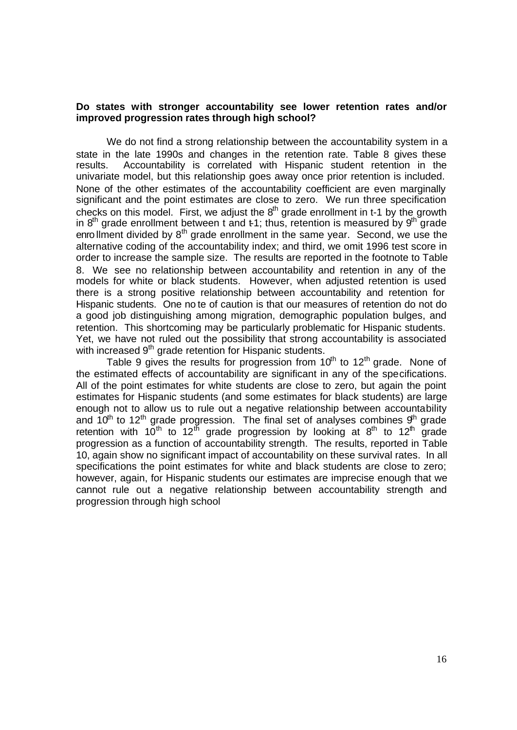**Do states with stronger accountability see lower retention rates and/or improved progression rates through high school?**

We do not find a strong relationship between the accountability system in a state in the late 1990s and changes in the retention rate. Table 8 gives these results. Accountability is correlated with Hispanic student retention in the univariate model, but this relationship goes away once prior retention is included. None of the other estimates of the accountability coefficient are even marginally significant and the point estimates are close to zero. We run three specification checks on this model. First, we adjust the 8th grade enrollment in t-1 by the growth in 8th grade enrollment between t and t-1; thus, retention is measured by 9th grade enrollment divided by 8th grade enrollment in the same year. Second, we use the alternative coding of the accountability index; and third, we omit 1996 test score in order to increase the sample size. The results are reported in the footnote to Table 8. We see no relationship between accountability and retention in any of the models for white or black students. However, when adjusted retention is used there is a strong positive relationship between accountability and retention for Hispanic students. One note of caution is that our measures of retention do not do a good job distinguishing among migration, demographic population bulges, and retention. This shortcoming may be particularly problematic for Hispanic students. Yet, we have not ruled out the possibility that strong accountability is associated with increased 9th grade retention for Hispanic students.

Table 9 gives the results for progression from 10th to 12th grade. None of the estimated effects of accountability are significant in any of the specifications. All of the point estimates for white students are close to zero, but again the point estimates for Hispanic students (and some estimates for black students) are large enough not to allow us to rule out a negative relationship between accountability and 10th to 12th grade progression. The final set of analyses combines 9th grade retention with 10th to 12th grade progression by looking at 8th to 12th grade progression as a function of accountability strength. The results, reported in Table 10, again show no significant impact of accountability on these survival rates. In all specifications the point estimates for white and black students are close to zero; however, again, for Hispanic students our estimates are imprecise enough that we cannot rule out a negative relationship between accountability strength and progression through high school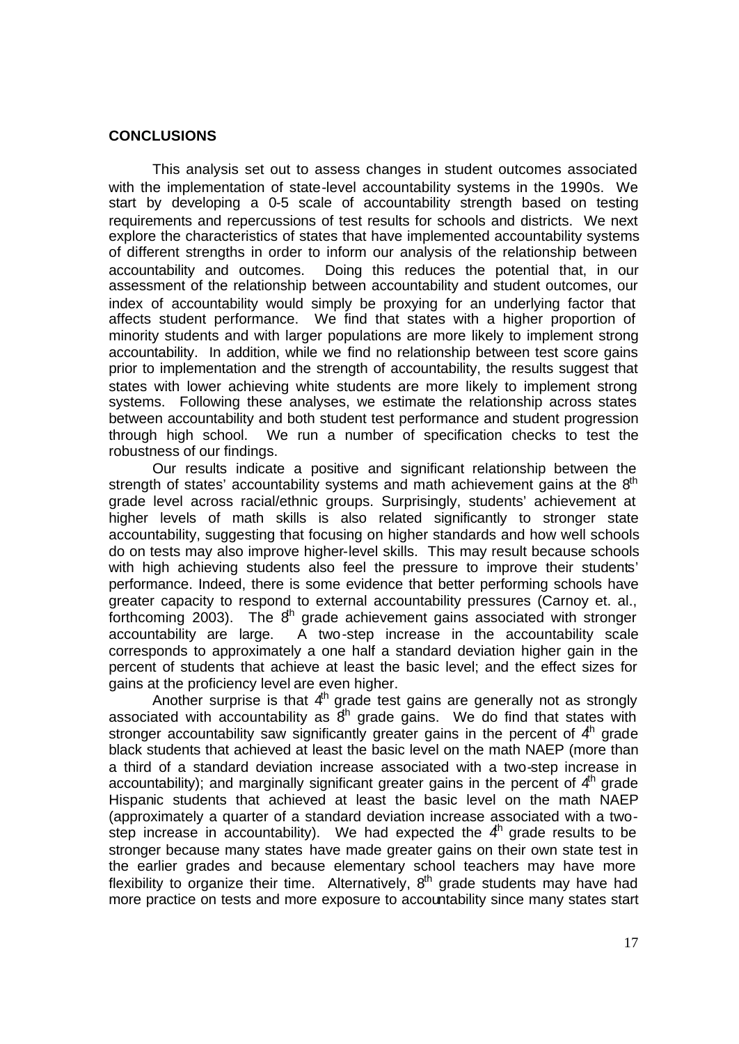## CONCLUSIONS

This analysis set out to assess changes in student outcomes associated with the implementation of state-level accountability systems in the 1990s. We start by developing a 0-5 scale of accountability strength based on testing requirements and repercussions of test results for schools and districts. We next explore the characteristics of states that have implemented accountability systems of different strengths in order to inform our analysis of the relationship between accountability and outcomes. Doing this reduces the potential that, in our assessment of the relationship between accountability and student outcomes, our index of accountability would simply be proxying for an underlying factor that affects student performance. We find that states with a higher proportion of minority students and with larger populations are more likely to implement strong accountability. In addition, while we find no relationship between test score gains prior to implementation and the strength of accountability, the results suggest that states with lower achieving white students are more likely to implement strong systems. Following these analyses, we estimate the relationship across states between accountability and both student test performance and student progression through high school. We run a number of specification checks to test the robustness of our findings.

Our results indicate a positive and significant relationship between the strength of states' accountability systems and math achievement gains at the 8th grade level across racial/ethnic groups. Surprisingly, students' achievement at higher levels of math skills is also related significantly to stronger state accountability, suggesting that focusing on higher standards and how well schools do on tests may also improve higher-level skills. This may result because schools with high achieving students also feel the pressure to improve their students' performance. Indeed, there is some evidence that better performing schools have greater capacity to respond to external accountability pressures (Carnoy et. al., forthcoming 2003). The 8th grade achievement gains associated with stronger accountability are large. A two-step increase in the accountability scale corresponds to approximately a one half a standard deviation higher gain in the percent of students that achieve at least the basic level; and the effect sizes for gains at the proficiency level are even higher.

Another surprise is that 4th grade test gains are generally not as strongly associated with accountability as 8th grade gains. We do find that states with stronger accountability saw significantly greater gains in the percent of 4th grade black students that achieved at least the basic level on the math NAEP (more than a third of a standard deviation increase associated with a two-step increase in accountability); and marginally significant greater gains in the percent of 4th grade Hispanic students that achieved at least the basic level on the math NAEP (approximately a quarter of a standard deviation increase associated with a two-step increase in accountability). We had expected the 4th grade results to be stronger because many states have made greater gains on their own state test in the earlier grades and because elementary school teachers may have more flexibility to organize their time. Alternatively, 8th grade students may have had more practice on tests and more exposure to accountability since many states start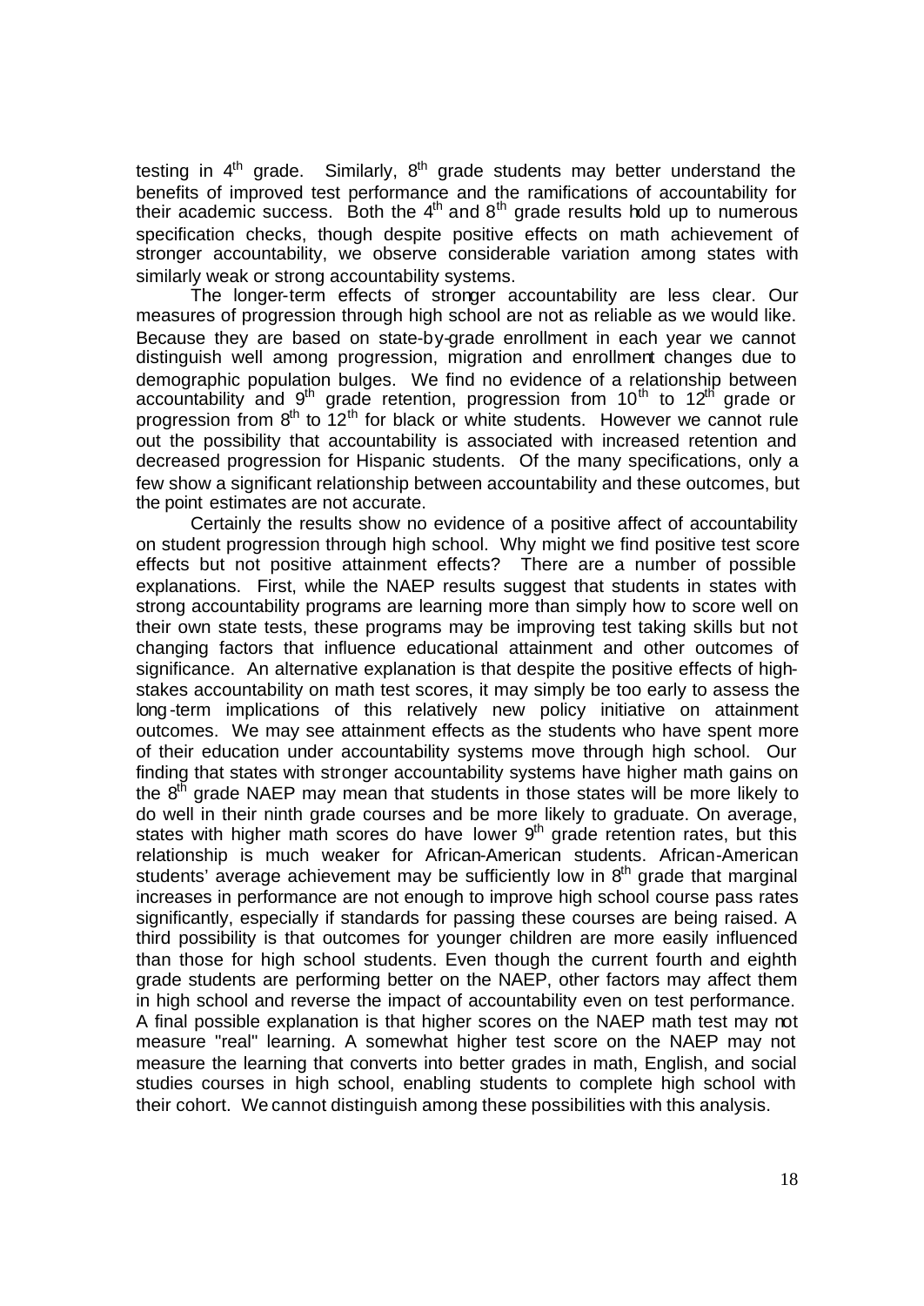testing in $4^{th}$ grade. Similarly, $8^{th}$ grade students may better understand the benefits of improved test performance and the ramifications of accountability for their academic success. Both the $4^{th}$ and $8^{th}$ grade results hold up to numerous specification checks, though despite positive effects on math achievement of stronger accountability, we observe considerable variation among states with similarly weak or strong accountability systems.

The longer-term effects of stronger accountability are less clear. Our measures of progression through high school are not as reliable as we would like. Because they are based on state-by-grade enrollment in each year we cannot distinguish well among progression, migration and enrollment changes due to demographic population bulges. We find no evidence of a relationship between accountability and $9^{th}$ grade retention, progression from $10^{th}$ to $12^{th}$ grade or progression from $8^{th}$ to $12^{th}$ for black or white students. However we cannot rule out the possibility that accountability is associated with increased retention and decreased progression for Hispanic students. Of the many specifications, only a few show a significant relationship between accountability and these outcomes, but the point estimates are not accurate.

Certainly the results show no evidence of a positive affect of accountability on student progression through high school. Why might we find positive test score effects but not positive attainment effects? There are a number of possible explanations. First, while the NAEP results suggest that students in states with strong accountability programs are learning more than simply how to score well on their own state tests, these programs may be improving test taking skills but not changing factors that influence educational attainment and other outcomes of significance. An alternative explanation is that despite the positive effects of high-stakes accountability on math test scores, it may simply be too early to assess the long-term implications of this relatively new policy initiative on attainment outcomes. We may see attainment effects as the students who have spent more of their education under accountability systems move through high school. Our finding that states with stronger accountability systems have higher math gains on the $8^{th}$ grade NAEP may mean that students in those states will be more likely to do well in their ninth grade courses and be more likely to graduate. On average, states with higher math scores do have lower $9^{th}$ grade retention rates, but this relationship is much weaker for African-American students. African-American students' average achievement may be sufficiently low in $8^{th}$ grade that marginal increases in performance are not enough to improve high school course pass rates significantly, especially if standards for passing these courses are being raised. A third possibility is that outcomes for younger children are more easily influenced than those for high school students. Even though the current fourth and eighth grade students are performing better on the NAEP, other factors may affect them in high school and reverse the impact of accountability even on test performance. A final possible explanation is that higher scores on the NAEP math test may not measure "real" learning. A somewhat higher test score on the NAEP may not measure the learning that converts into better grades in math, English, and social studies courses in high school, enabling students to complete high school with their cohort. We cannot distinguish among these possibilities with this analysis.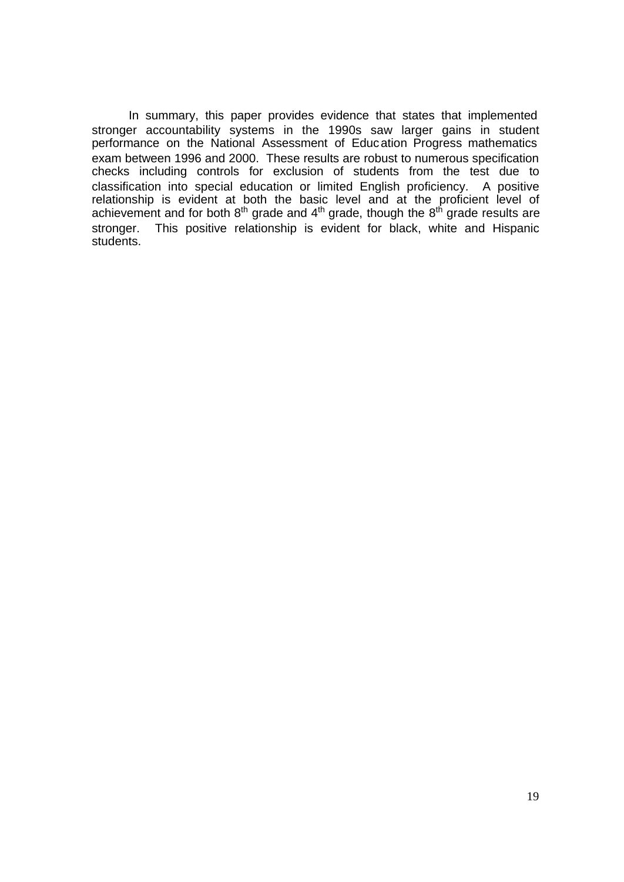In summary, this paper provides evidence that states that implemented stronger accountability systems in the 1990s saw larger gains in student performance on the National Assessment of Education Progress mathematics exam between 1996 and 2000. These results are robust to numerous specification checks including controls for exclusion of students from the test due to classification into special education or limited English proficiency. A positive relationship is evident at both the basic level and at the proficient level of achievement and for both 8th grade and 4th grade, though the 8th grade results are stronger. This positive relationship is evident for black, white and Hispanic students.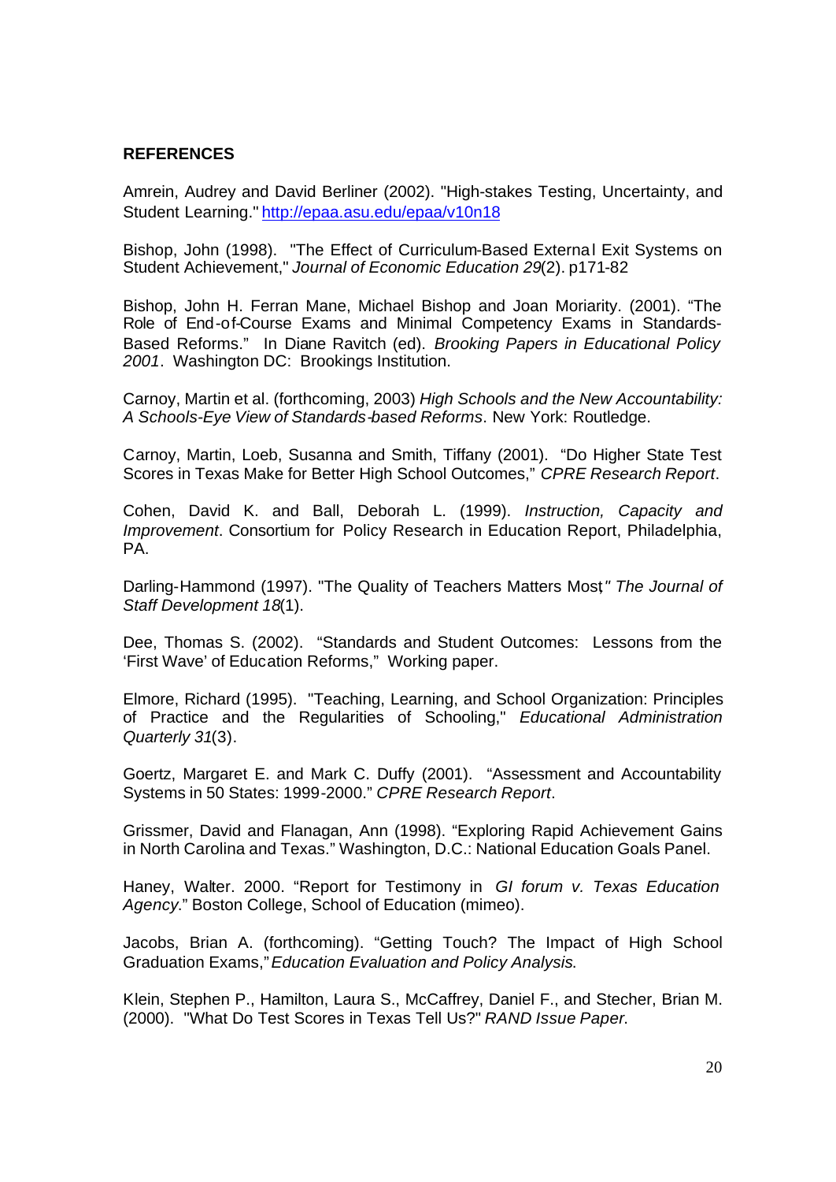## REFERENCES

Amrein, Audrey and David Berliner (2002). "High-stakes Testing, Uncertainty, and Student Learning." http://epaa.asu.edu/epaa/v10n18

Bishop, John (1998). "The Effect of Curriculum-Based External Exit Systems on Student Achievement," *Journal of Economic Education 29*(2). p171-82

Bishop, John H. Ferran Mane, Michael Bishop and Joan Moriarty. (2001). "The Role of End-of-Course Exams and Minimal Competency Exams in Standards-Based Reforms." In Diane Ravitch (ed). *Brooking Papers in Educational Policy 2001*. Washington DC: Brookings Institution.

Carnoy, Martin et al. (forthcoming, 2003) *High Schools and the New Accountability: A Schools-Eye View of Standards-based Reforms*. New York: Routledge.

Carnoy, Martin, Loeb, Susanna and Smith, Tiffany (2001). "Do Higher State Test Scores in Texas Make for Better High School Outcomes," *CPRE Research Report*.

Cohen, David K. and Ball, Deborah L. (1999). *Instruction, Capacity and Improvement*. Consortium for Policy Research in Education Report, Philadelphia, PA.

Darling-Hammond (1997). "The Quality of Teachers Matters Most," *The Journal of Staff Development 18*(1).

Dee, Thomas S. (2002). "Standards and Student Outcomes: Lessons from the 'First Wave' of Education Reforms," Working paper.

Elmore, Richard (1995). "Teaching, Learning, and School Organization: Principles of Practice and the Regularities of Schooling," *Educational Administration Quarterly 31*(3).

Goertz, Margaret E. and Mark C. Duffy (2001). "Assessment and Accountability Systems in 50 States: 1999-2000." *CPRE Research Report*.

Grissmer, David and Flanagan, Ann (1998). "Exploring Rapid Achievement Gains in North Carolina and Texas." Washington, D.C.: National Education Goals Panel.

Haney, Walter. 2000. "Report for Testimony in *GI forum v. Texas Education Agency*." Boston College, School of Education (mimeo).

Jacobs, Brian A. (forthcoming). "Getting Touch? The Impact of High School Graduation Exams," *Education Evaluation and Policy Analysis*.

Klein, Stephen P., Hamilton, Laura S., McCaffrey, Daniel F., and Stecher, Brian M. (2000). "What Do Test Scores in Texas Tell Us?" *RAND Issue Paper.*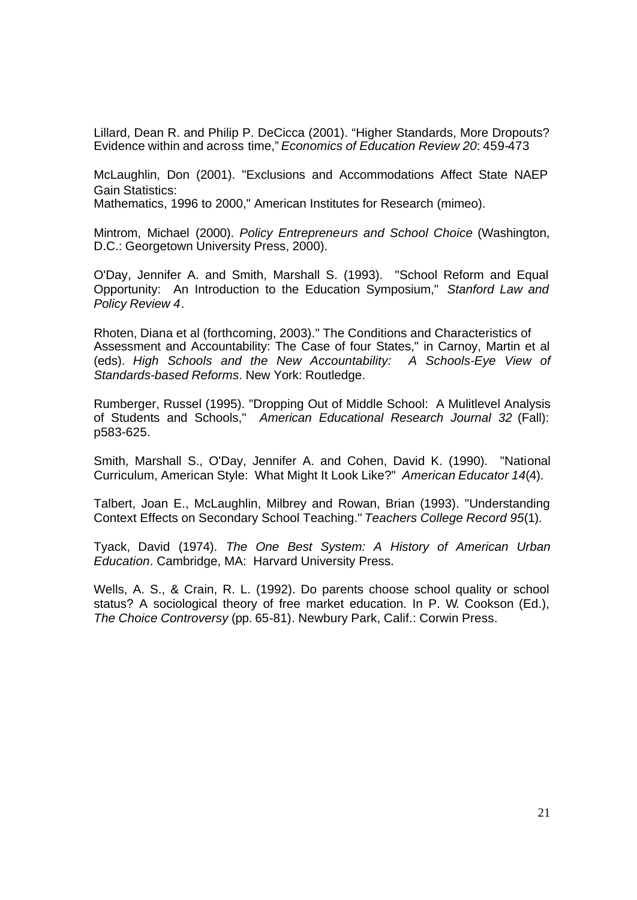Lillard, Dean R. and Philip P. DeCicca (2001). “Higher Standards, More Dropouts? Evidence within and across time,” *Economics of Education Review 20*: 459-473

McLaughlin, Don (2001). "Exclusions and Accommodations Affect State NAEP Gain Statistics:
Mathematics, 1996 to 2000," American Institutes for Research (mimeo).

Mintrom, Michael (2000). *Policy Entrepreneurs and School Choice* (Washington, D.C.: Georgetown University Press, 2000).

O'Day, Jennifer A. and Smith, Marshall S. (1993). "School Reform and Equal Opportunity: An Introduction to the Education Symposium," *Stanford Law and Policy Review 4*.

Rhoten, Diana et al (forthcoming, 2003)." The Conditions and Characteristics of Assessment and Accountability: The Case of four States," in Carnoy, Martin et al (eds). *High Schools and the New Accountability: A Schools-Eye View of Standards-based Reforms*. New York: Routledge.

Rumberger, Russel (1995). "Dropping Out of Middle School: A Mulitlevel Analysis of Students and Schools," *American Educational Research Journal 32* (Fall): p583-625.

Smith, Marshall S., O'Day, Jennifer A. and Cohen, David K. (1990). "National Curriculum, American Style: What Might It Look Like?" *American Educator 14*(4).

Talbert, Joan E., McLaughlin, Milbrey and Rowan, Brian (1993). "Understanding Context Effects on Secondary School Teaching." *Teachers College Record 95*(1).

Tyack, David (1974). *The One Best System: A History of American Urban Education*. Cambridge, MA: Harvard University Press.

Wells, A. S., & Crain, R. L. (1992). Do parents choose school quality or school status? A sociological theory of free market education. In P. W. Cookson (Ed.), *The Choice Controversy* (pp. 65-81). Newbury Park, Calif.: Corwin Press.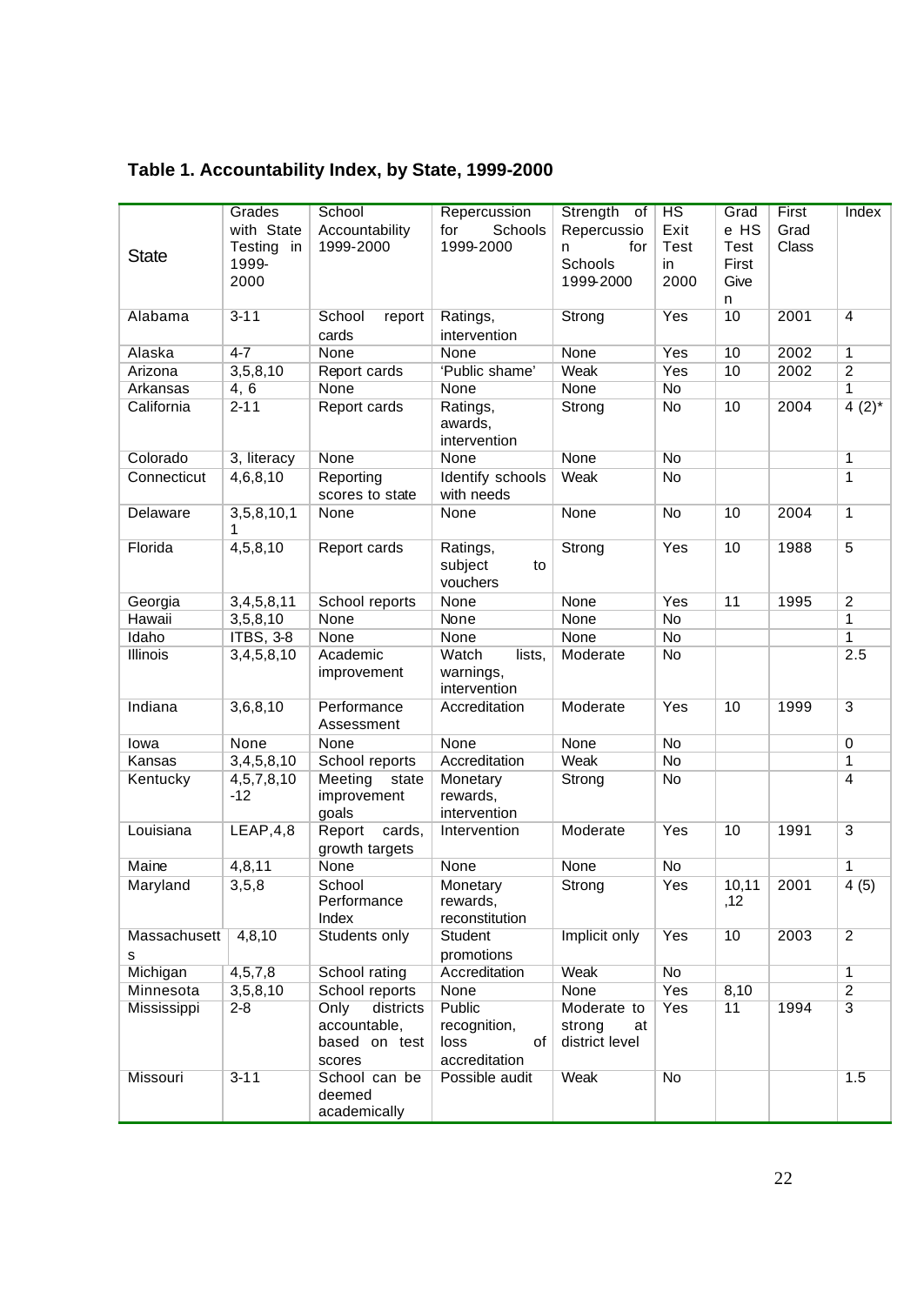**Table 1. Accountability Index, by State, 1999-2000**

| State | Grades with State Testing in 1999-2000 | School Accountability 1999-2000 | Repercussion for Schools 1999-2000 | Strength of Repercussion for Schools 1999-2000 | HS Exit Test in 2000 | Grade HS Test First Given | First Grad Class | Index |
|---|---|---|---|---|---|---|---|---|
| Alabama | 3-11 | School report cards | Ratings, intervention | Strong | Yes | 10 | 2001 | 4 |
| Alaska | 4-7 | None | None | None | Yes | 10 | 2002 | 1 |
| Arizona | 3,5,8,10 | Report cards | 'Public shame' | Weak | Yes | 10 | 2002 | 2 |
| Arkansas | 4, 6 | None | None | None | No | | | 1 |
| California | 2-11 | Report cards | Ratings, awards, intervention | Strong | No | 10 | 2004 | 4 (2)* |
| Colorado | 3, literacy | None | None | None | No | | | 1 |
| Connecticut | 4,6,8,10 | Reporting scores to state | Identify schools with needs | Weak | No | | | 1 |
| Delaware | 3,5,8,10,11 | None | None | None | No | 10 | 2004 | 1 |
| Florida | 4,5,8,10 | Report cards | Ratings, subject to vouchers | Strong | Yes | 10 | 1988 | 5 |
| Georgia | 3,4,5,8,11 | School reports | None | None | Yes | 11 | 1995 | 2 |
| Hawaii | 3,5,8,10 | None | None | None | No | | | 1 |
| Idaho | ITBS, 3-8 | None | None | None | No | | | 1 |
| Illinois | 3,4,5,8,10 | Academic improvement | Watch lists, warnings, intervention | Moderate | No | | | 2.5 |
| Indiana | 3,6,8,10 | Performance Assessment | Accreditation | Moderate | Yes | 10 | 1999 | 3 |
| Iowa | None | None | None | None | No | | | 0 |
| Kansas | 3,4,5,8,10 | School reports | Accreditation | Weak | No | | | 1 |
| Kentucky | 4,5,7,8,10-12 | Meeting state improvement goals | Monetary rewards, intervention | Strong | No | | | 4 |
| Louisiana | LEAP,4,8 | Report cards, growth targets | Intervention | Moderate | Yes | 10 | 1991 | 3 |
| Maine | 4,8,11 | None | None | None | No | | | 1 |
| Maryland | 3,5,8 | School Performance Index | Monetary rewards, reconstitution | Strong | Yes | 10,11,12 | 2001 | 4 (5) |
| Massachusetts | 4,8,10 | Students only | Student promotions | Implicit only | Yes | 10 | 2003 | 2 |
| Michigan | 4,5,7,8 | School rating | Accreditation | Weak | No | | | 1 |
| Minnesota | 3,5,8,10 | School reports | None | None | Yes | 8,10 | | 2 |
| Mississippi | 2-8 | Only districts accountable, based on test scores | Public recognition, loss of accreditation | Moderate to strong at district level | Yes | 11 | 1994 | 3 |
| Missouri | 3-11 | School can be deemed academically | Possible audit | Weak | No | | | 1.5 |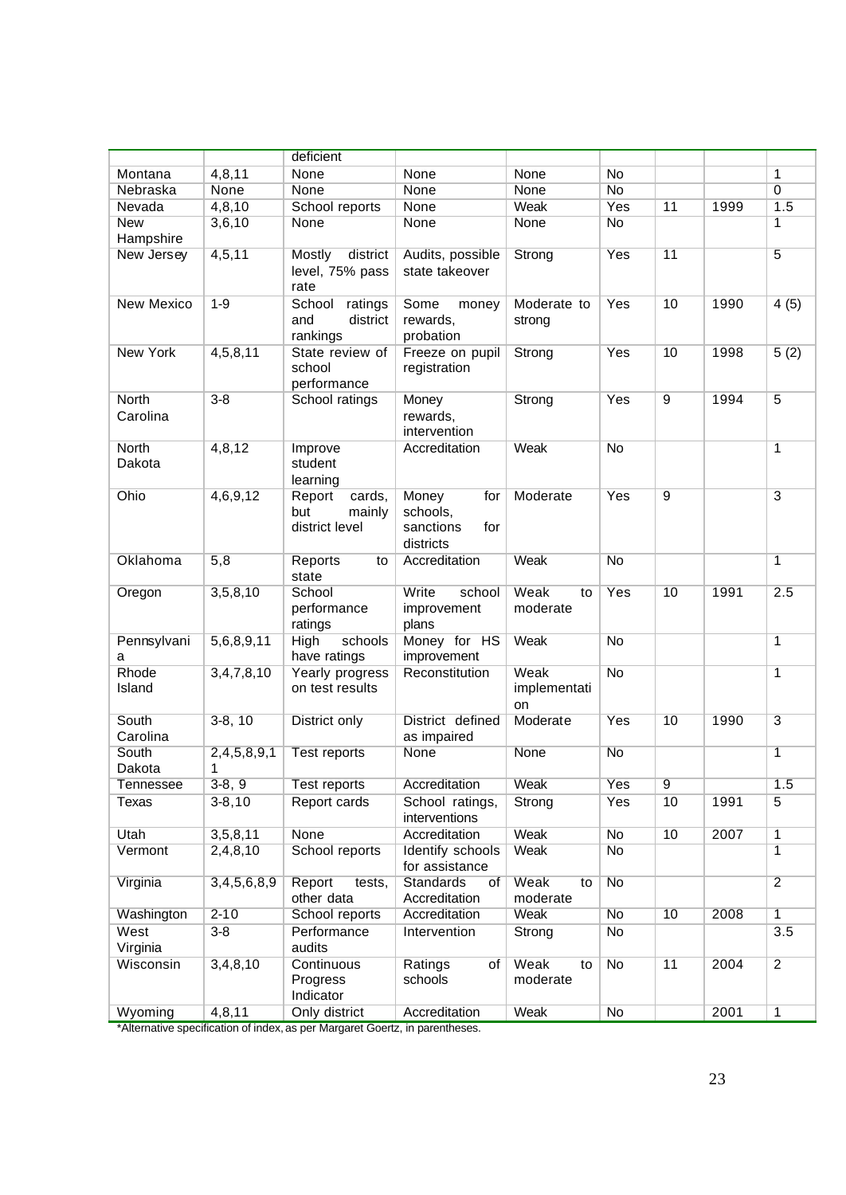| | | deficient | | | | | | |
|---|---|---|---|---|---|---|---|---|
| Montana | 4,8,11 | None | None | None | No | | | 1 |
| Nebraska | None | None | None | None | No | | | 0 |
| Nevada | 4,8,10 | School reports | None | Weak | Yes | 11 | 1999 | 1.5 |
| New Hampshire | 3,6,10 | None | None | None | No | | | 1 |
| New Jersey | 4,5,11 | Mostly district level, 75% pass rate | Audits, possible state takeover | Strong | Yes | 11 | | 5 |
| New Mexico | 1-9 | School ratings and district rankings | Some money rewards, probation | Moderate to strong | Yes | 10 | 1990 | 4 (5) |
| New York | 4,5,8,11 | State review of school performance | Freeze on pupil registration | Strong | Yes | 10 | 1998 | 5 (2) |
| North Carolina | 3-8 | School ratings | Money rewards, intervention | Strong | Yes | 9 | 1994 | 5 |
| North Dakota | 4,8,12 | Improve student learning | Accreditation | Weak | No | | | 1 |
| Ohio | 4,6,9,12 | Report cards, but mainly district level | Money for schools, sanctions for districts | Moderate | Yes | 9 | | 3 |
| Oklahoma | 5,8 | Reports to state | Accreditation | Weak | No | | | 1 |
| Oregon | 3,5,8,10 | School performance ratings | Write school improvement plans | Weak to moderate | Yes | 10 | 1991 | 2.5 |
| Pennsylvania | 5,6,8,9,11 | High schools have ratings | Money for HS improvement | Weak | No | | | 1 |
| Rhode Island | 3,4,7,8,10 | Yearly progress on test results | Reconstitution | Weak implementation | No | | | 1 |
| South Carolina | 3-8, 10 | District only | District defined as impaired | Moderate | Yes | 10 | 1990 | 3 |
| South Dakota | 2,4,5,8,9,11 | Test reports | None | None | No | | | 1 |
| Tennessee | 3-8, 9 | Test reports | Accreditation | Weak | Yes | 9 | | 1.5 |
| Texas | 3-8,10 | Report cards | School ratings, interventions | Strong | Yes | 10 | 1991 | 5 |
| Utah | 3,5,8,11 | None | Accreditation | Weak | No | 10 | 2007 | 1 |
| Vermont | 2,4,8,10 | School reports | Identify schools for assistance | Weak | No | | | 1 |
| Virginia | 3,4,5,6,8,9 | Report tests, other data | Standards of Accreditation | Weak to moderate | No | | | 2 |
| Washington | 2-10 | School reports | Accreditation | Weak | No | 10 | 2008 | 1 |
| West Virginia | 3-8 | Performance audits | Intervention | Strong | No | | | 3.5 |
| Wisconsin | 3,4,8,10 | Continuous Progress Indicator | Ratings of schools | Weak to moderate | No | 11 | 2004 | 2 |
| Wyoming | 4,8,11 | Only district | Accreditation | Weak | No | | 2001 | 1 |

*Alternative specification of index, as per Margaret Goertz, in parentheses.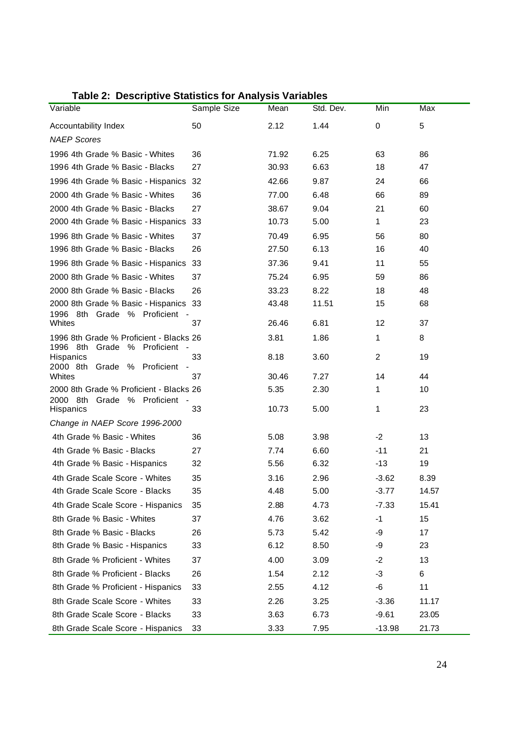**Table 2: Descriptive Statistics for Analysis Variables**

| Variable | Sample Size | Mean | Std. Dev. | Min | Max |
|---|---|---|---|---|---|
| Accountability Index | 50 | 2.12 | 1.44 | 0 | 5 |
| *NAEP Scores* | | | | | |
| 1996 4th Grade % Basic - Whites | 36 | 71.92 | 6.25 | 63 | 86 |
| 1996 4th Grade % Basic - Blacks | 27 | 30.93 | 6.63 | 18 | 47 |
| 1996 4th Grade % Basic - Hispanics | 32 | 42.66 | 9.87 | 24 | 66 |
| 2000 4th Grade % Basic - Whites | 36 | 77.00 | 6.48 | 66 | 89 |
| 2000 4th Grade % Basic - Blacks | 27 | 38.67 | 9.04 | 21 | 60 |
| 2000 4th Grade % Basic - Hispanics | 33 | 10.73 | 5.00 | 1 | 23 |
| 1996 8th Grade % Basic - Whites | 37 | 70.49 | 6.95 | 56 | 80 |
| 1996 8th Grade % Basic - Blacks | 26 | 27.50 | 6.13 | 16 | 40 |
| 1996 8th Grade % Basic - Hispanics | 33 | 37.36 | 9.41 | 11 | 55 |
| 2000 8th Grade % Basic - Whites | 37 | 75.24 | 6.95 | 59 | 86 |
| 2000 8th Grade % Basic - Blacks | 26 | 33.23 | 8.22 | 18 | 48 |
| 2000 8th Grade % Basic - Hispanics | 33 | 43.48 | 11.51 | 15 | 68 |
| 1996 8th Grade % Proficient - Whites | 37 | 26.46 | 6.81 | 12 | 37 |
| 1996 8th Grade % Proficient - Blacks | 26 | 3.81 | 1.86 | 1 | 8 |
| 1996 8th Grade % Proficient - Hispanics | 33 | 8.18 | 3.60 | 2 | 19 |
| 2000 8th Grade % Proficient - Whites | 37 | 30.46 | 7.27 | 14 | 44 |
| 2000 8th Grade % Proficient - Blacks | 26 | 5.35 | 2.30 | 1 | 10 |
| 2000 8th Grade % Proficient - Hispanics | 33 | 10.73 | 5.00 | 1 | 23 |
| *Change in NAEP Score 1996-2000* | | | | | |
| 4th Grade % Basic - Whites | 36 | 5.08 | 3.98 | -2 | 13 |
| 4th Grade % Basic - Blacks | 27 | 7.74 | 6.60 | -11 | 21 |
| 4th Grade % Basic - Hispanics | 32 | 5.56 | 6.32 | -13 | 19 |
| 4th Grade Scale Score - Whites | 35 | 3.16 | 2.96 | -3.62 | 8.39 |
| 4th Grade Scale Score - Blacks | 35 | 4.48 | 5.00 | -3.77 | 14.57 |
| 4th Grade Scale Score - Hispanics | 35 | 2.88 | 4.73 | -7.33 | 15.41 |
| 8th Grade % Basic - Whites | 37 | 4.76 | 3.62 | -1 | 15 |
| 8th Grade % Basic - Blacks | 26 | 5.73 | 5.42 | -9 | 17 |
| 8th Grade % Basic - Hispanics | 33 | 6.12 | 8.50 | -9 | 23 |
| 8th Grade % Proficient - Whites | 37 | 4.00 | 3.09 | -2 | 13 |
| 8th Grade % Proficient - Blacks | 26 | 1.54 | 2.12 | -3 | 6 |
| 8th Grade % Proficient - Hispanics | 33 | 2.55 | 4.12 | -6 | 11 |
| 8th Grade Scale Score - Whites | 33 | 2.26 | 3.25 | -3.36 | 11.17 |
| 8th Grade Scale Score - Blacks | 33 | 3.63 | 6.73 | -9.61 | 23.05 |
| 8th Grade Scale Score - Hispanics | 33 | 3.33 | 7.95 | -13.98 | 21.73 |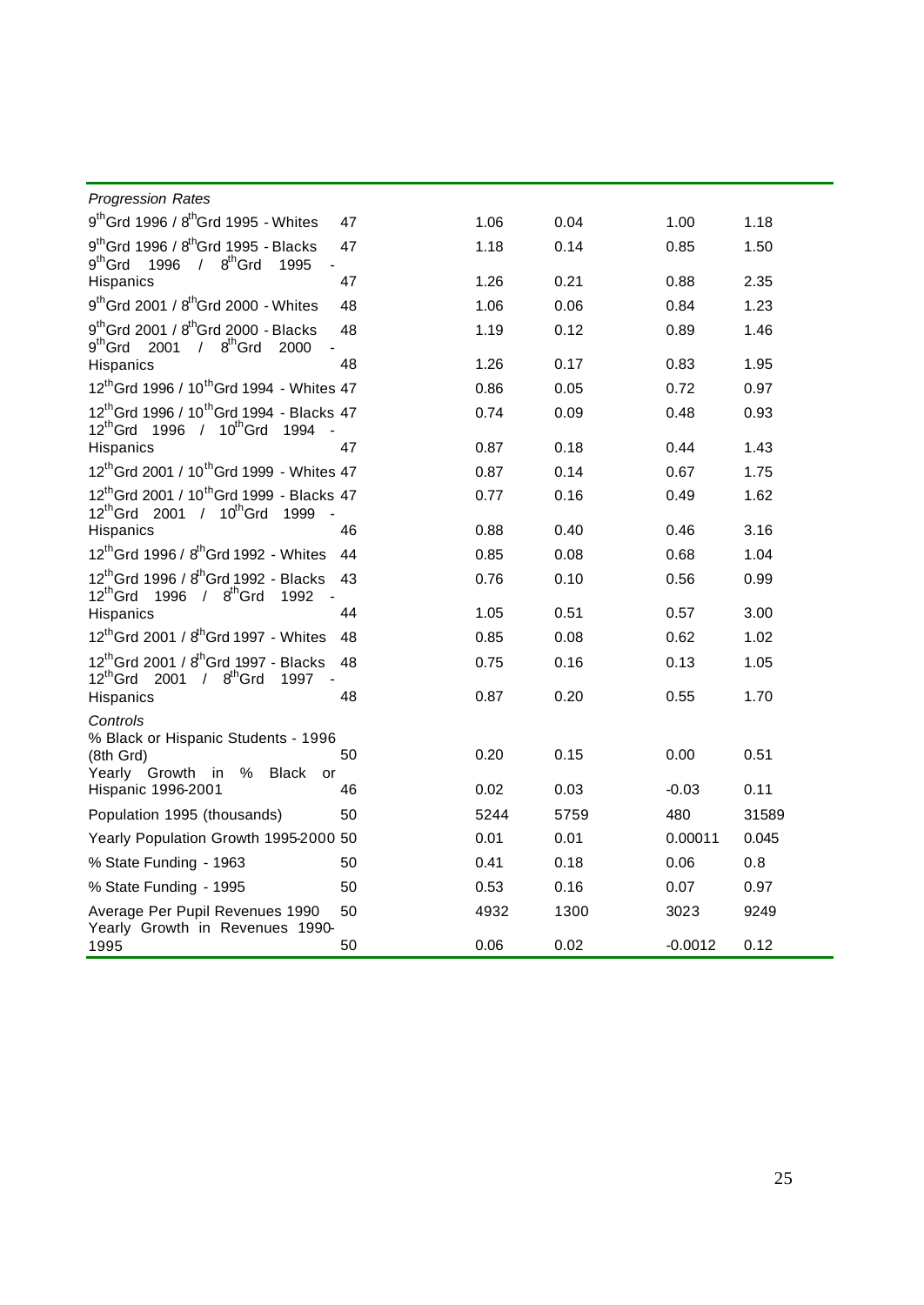| | | | | | |
|---|---|---|---|---|---|
| *Progression Rates* | | | | | |
| $9^{th}$Grd 1996 / $8^{th}$Grd 1995 - Whites | 47 | 1.06 | 0.04 | 1.00 | 1.18 |
| $9^{th}$Grd 1996 / $8^{th}$Grd 1995 - Blacks | 47 | 1.18 | 0.14 | 0.85 | 1.50 |
| $9^{th}$Grd 1996 / $8^{th}$Grd 1995 - Hispanics | 47 | 1.26 | 0.21 | 0.88 | 2.35 |
| $9^{th}$Grd 2001 / $8^{th}$Grd 2000 - Whites | 48 | 1.06 | 0.06 | 0.84 | 1.23 |
| $9^{th}$Grd 2001 / $8^{th}$Grd 2000 - Blacks | 48 | 1.19 | 0.12 | 0.89 | 1.46 |
| $9^{th}$Grd 2001 / $8^{th}$Grd 2000 - Hispanics | 48 | 1.26 | 0.17 | 0.83 | 1.95 |
| $12^{th}$Grd 1996 / $10^{th}$Grd 1994 - Whites | 47 | 0.86 | 0.05 | 0.72 | 0.97 |
| $12^{th}$Grd 1996 / $10^{th}$Grd 1994 - Blacks | 47 | 0.74 | 0.09 | 0.48 | 0.93 |
| $12^{th}$Grd 1996 / $10^{th}$Grd 1994 - Hispanics | 47 | 0.87 | 0.18 | 0.44 | 1.43 |
| $12^{th}$Grd 2001 / $10^{th}$Grd 1999 - Whites | 47 | 0.87 | 0.14 | 0.67 | 1.75 |
| $12^{th}$Grd 2001 / $10^{th}$Grd 1999 - Blacks | 47 | 0.77 | 0.16 | 0.49 | 1.62 |
| $12^{th}$Grd 2001 / $10^{th}$Grd 1999 - Hispanics | 46 | 0.88 | 0.40 | 0.46 | 3.16 |
| $12^{th}$Grd 1996 / $8^{th}$Grd 1992 - Whites | 44 | 0.85 | 0.08 | 0.68 | 1.04 |
| $12^{th}$Grd 1996 / $8^{th}$Grd 1992 - Blacks | 43 | 0.76 | 0.10 | 0.56 | 0.99 |
| $12^{th}$Grd 1996 / $8^{th}$Grd 1992 - Hispanics | 44 | 1.05 | 0.51 | 0.57 | 3.00 |
| $12^{th}$Grd 2001 / $8^{th}$Grd 1997 - Whites | 48 | 0.85 | 0.08 | 0.62 | 1.02 |
| $12^{th}$Grd 2001 / $8^{th}$Grd 1997 - Blacks | 48 | 0.75 | 0.16 | 0.13 | 1.05 |
| $12^{th}$Grd 2001 / $8^{th}$Grd 1997 - Hispanics | 48 | 0.87 | 0.20 | 0.55 | 1.70 |
| *Controls* | | | | | |
| % Black or Hispanic Students - 1996 (8th Grd) | 50 | 0.20 | 0.15 | 0.00 | 0.51 |
| Yearly Growth in % Black or Hispanic 1996-2001 | 46 | 0.02 | 0.03 | -0.03 | 0.11 |
| Population 1995 (thousands) | 50 | 5244 | 5759 | 480 | 31589 |
| Yearly Population Growth 1995-2000 | 50 | 0.01 | 0.01 | 0.00011 | 0.045 |
| % State Funding - 1963 | 50 | 0.41 | 0.18 | 0.06 | 0.8 |
| % State Funding - 1995 | 50 | 0.53 | 0.16 | 0.07 | 0.97 |
| Average Per Pupil Revenues 1990 | 50 | 4932 | 1300 | 3023 | 9249 |
| Yearly Growth in Revenues 1990-1995 | 50 | 0.06 | 0.02 | -0.0012 | 0.12 |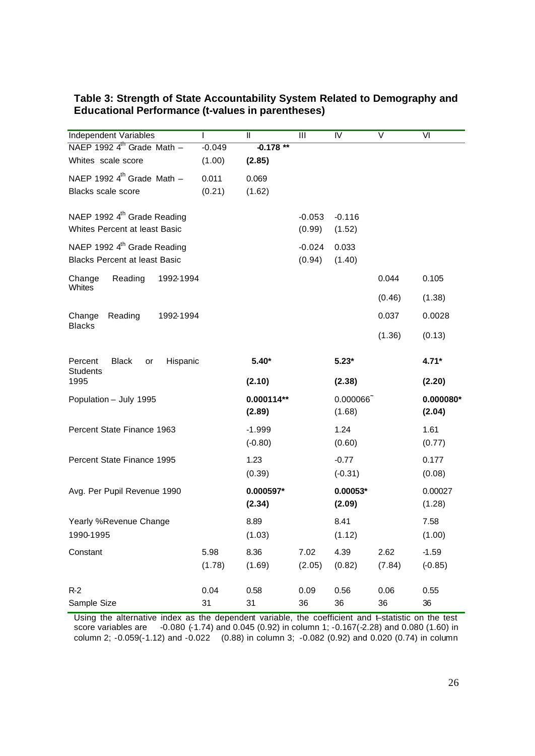### Table 3: Strength of State Accountability System Related to Demography and Educational Performance (t-values in parentheses)

| Independent Variables | I | II | III | IV | V | VI |
|---|---|---|---|---|---|---|
| NAEP 1992 4th Grade Math – Whites scale score | -0.049 | **-0.178 \*\*** | | | | |
| | (1.00) | **(2.85)** | | | | |
| NAEP 1992 4th Grade Math – Blacks scale score | 0.011 | 0.069 | | | | |
| | (0.21) | (1.62) | | | | |
| NAEP 1992 4th Grade Reading Whites Percent at least Basic | | | -0.053 | -0.116 | | |
| | | | (0.99) | (1.52) | | |
| NAEP 1992 4th Grade Reading Blacks Percent at least Basic | | | -0.024 | 0.033 | | |
| | | | (0.94) | (1.40) | | |
| Change Reading 1992-1994 Whites | | | | | 0.044 | 0.105 |
| | | | | | (0.46) | (1.38) |
| Change Reading 1992-1994 Blacks | | | | | 0.037 | 0.0028 |
| | | | | | (1.36) | (0.13) |
| Percent Black or Hispanic Students 1995 | | **5.40\*** | | **5.23\*** | | **4.71\*** |
| | | **(2.10)** | | **(2.38)** | | **(2.20)** |
| Population – July 1995 | | **0.000114\*\*** | | 0.000066~ | | **0.000080\*** |
| | | **(2.89)** | | (1.68) | | **(2.04)** |
| Percent State Finance 1963 | | -1.999 | | 1.24 | | 1.61 |
| | | (-0.80) | | (0.60) | | (0.77) |
| Percent State Finance 1995 | | 1.23 | | -0.77 | | 0.177 |
| | | (0.39) | | (-0.31) | | (0.08) |
| Avg. Per Pupil Revenue 1990 | | **0.000597\*** | | **0.00053\*** | | 0.00027 |
| | | **(2.34)** | | **(2.09)** | | (1.28) |
| Yearly %Revenue Change 1990-1995 | | 8.89 | | 8.41 | | 7.58 |
| | | (1.03) | | (1.12) | | (1.00) |
| Constant | 5.98 | 8.36 | 7.02 | 4.39 | 2.62 | -1.59 |
| | (1.78) | (1.69) | (2.05) | (0.82) | (7.84) | (-0.85) |
| R-2 | 0.04 | 0.58 | 0.09 | 0.56 | 0.06 | 0.55 |
| Sample Size | 31 | 31 | 36 | 36 | 36 | 36 |

Using the alternative index as the dependent variable, the coefficient and t-statistic on the test score variables are -0.080 (-1.74) and 0.045 (0.92) in column 1; -0.167(-2.28) and 0.080 (1.60) in column 2; -0.059(-1.12) and -0.022 (0.88) in column 3; -0.082 (0.92) and 0.020 (0.74) in column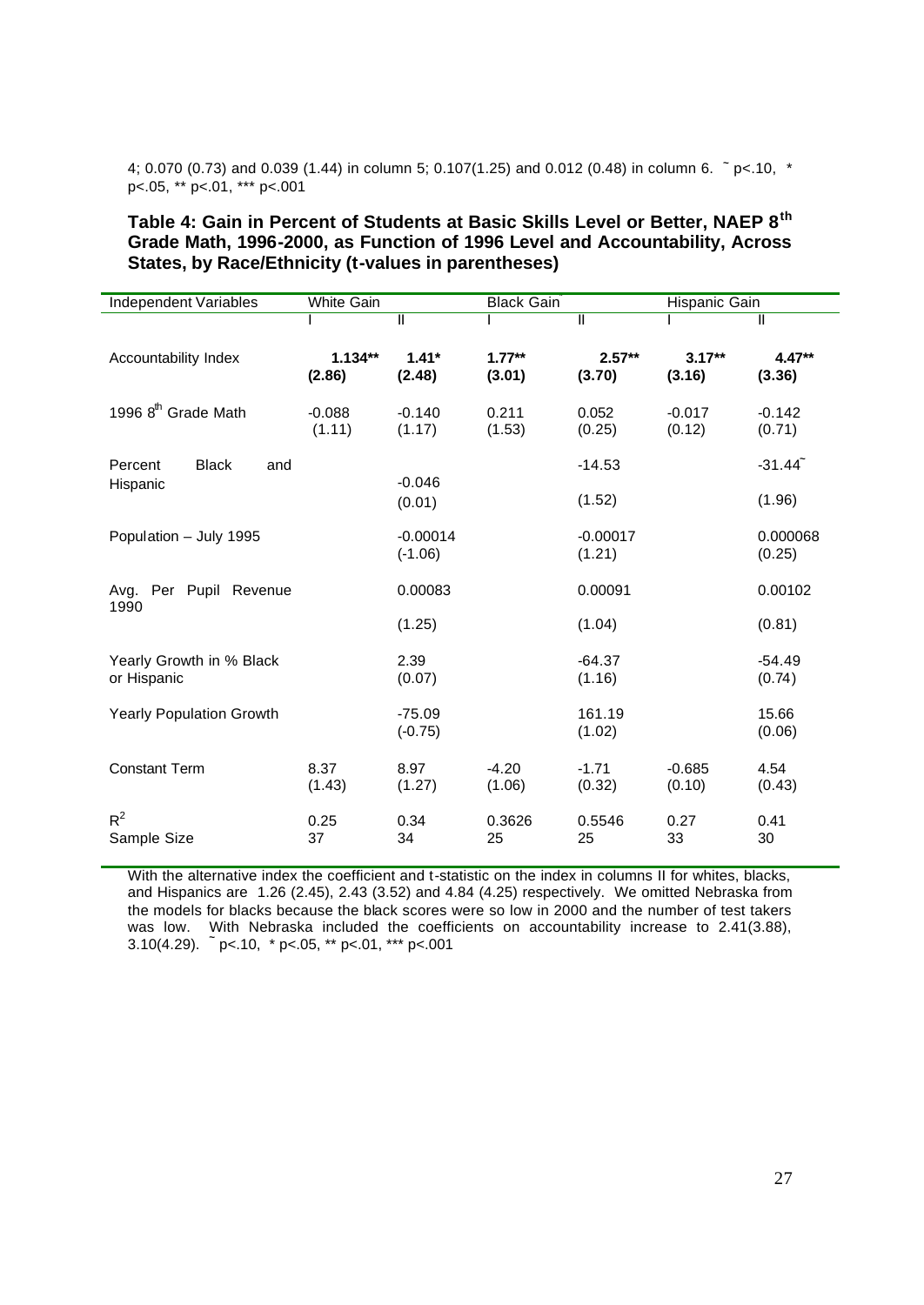4; 0.070 (0.73) and 0.039 (1.44) in column 5; 0.107(1.25) and 0.012 (0.48) in column 6. ~ p<.10, * p<.05, ** p<.01, *** p<.001

### Table 4: Gain in Percent of Students at Basic Skills Level or Better, NAEP 8th Grade Math, 1996-2000, as Function of 1996 Level and Accountability, Across States, by Race/Ethnicity (t-values in parentheses)

| Independent Variables | White Gain | | Black Gain | | Hispanic Gain | |
|---|---|---|---|---|---|---|
| | I | II | I | II | I | II |
| Accountability Index | **1.134**** <br> **(2.86)** | **1.41*** <br> **(2.48)** | **1.77**** <br> **(3.01)** | **2.57**** <br> **(3.70)** | **3.17**** <br> **(3.16)** | **4.47**** <br> **(3.36)** |
| 1996 8th Grade Math | -0.088 <br> (1.11) | -0.140 <br> (1.17) | 0.211 <br> (1.53) | 0.052 <br> (0.25) | -0.017 <br> (0.12) | -0.142 <br> (0.71) |
| Percent Black and Hispanic | | -0.046 <br> (0.01) | | -14.53 <br> (1.52) | | -31.44~ <br> (1.96) |
| Population – July 1995 | | -0.00014 <br> (-1.06) | | -0.00017 <br> (1.21) | | 0.000068 <br> (0.25) |
| Avg. Per Pupil Revenue 1990 | | 0.00083 <br> (1.25) | | 0.00091 <br> (1.04) | | 0.00102 <br> (0.81) |
| Yearly Growth in % Black or Hispanic | | 2.39 <br> (0.07) | | -64.37 <br> (1.16) | | -54.49 <br> (0.74) |
| Yearly Population Growth | | -75.09 <br> (-0.75) | | 161.19 <br> (1.02) | | 15.66 <br> (0.06) |
| Constant Term | 8.37 <br> (1.43) | 8.97 <br> (1.27) | -4.20 <br> (1.06) | -1.71 <br> (0.32) | -0.685 <br> (0.10) | 4.54 <br> (0.43) |
| $R^2$ | 0.25 | 0.34 | 0.3626 | 0.5546 | 0.27 | 0.41 |
| Sample Size | 37 | 34 | 25 | 25 | 33 | 30 |

With the alternative index the coefficient and t-statistic on the index in columns II for whites, blacks, and Hispanics are 1.26 (2.45), 2.43 (3.52) and 4.84 (4.25) respectively. We omitted Nebraska from the models for blacks because the black scores were so low in 2000 and the number of test takers was low. With Nebraska included the coefficients on accountability increase to 2.41(3.88), 3.10(4.29). ~ p<.10, * p<.05, ** p<.01, *** p<.001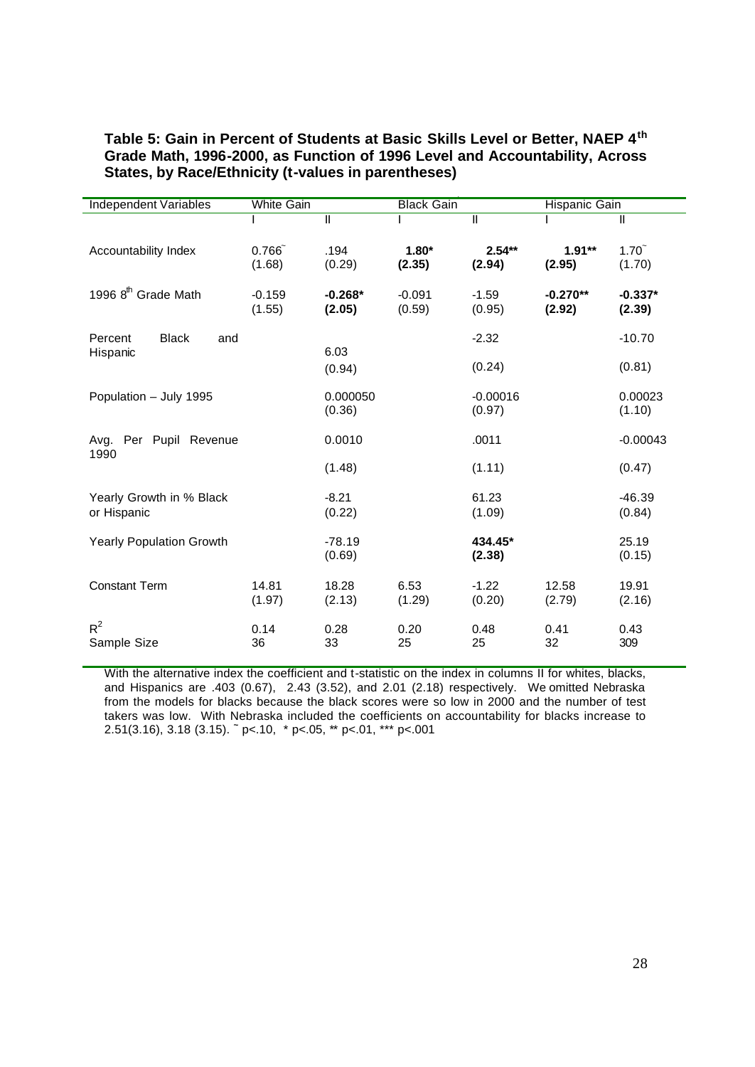**Table 5: Gain in Percent of Students at Basic Skills Level or Better, NAEP 4th Grade Math, 1996-2000, as Function of 1996 Level and Accountability, Across States, by Race/Ethnicity (t-values in parentheses)**

| Independent Variables | White Gain | | Black Gain | | Hispanic Gain | |
|---|---|---|---|---|---|---|
| | I | II | I | II | I | II |
| Accountability Index | 0.766˜ (1.68) | .194 (0.29) | **1.80*** **(2.35)** | **2.54**** **(2.94)** | **1.91**** **(2.95)** | 1.70˜ (1.70) |
| 1996 8th Grade Math | -0.159 (1.55) | **-0.268*** **(2.05)** | -0.091 (0.59) | -1.59 (0.95) | **-0.270**** **(2.92)** | **-0.337*** **(2.39)** |
| Percent Black and Hispanic | | 6.03 (0.94) | | -2.32 (0.24) | | -10.70 (0.81) |
| Population – July 1995 | | 0.000050 (0.36) | | -0.00016 (0.97) | | 0.00023 (1.10) |
| Avg. Per Pupil Revenue 1990 | | 0.0010 (1.48) | | .0011 (1.11) | | -0.00043 (0.47) |
| Yearly Growth in % Black or Hispanic | | -8.21 (0.22) | | 61.23 (1.09) | | -46.39 (0.84) |
| Yearly Population Growth | | -78.19 (0.69) | | **434.45*** **(2.38)** | | 25.19 (0.15) |
| Constant Term | 14.81 (1.97) | 18.28 (2.13) | 6.53 (1.29) | -1.22 (0.20) | 12.58 (2.79) | 19.91 (2.16) |
| $R^2$ | 0.14 | 0.28 | 0.20 | 0.48 | 0.41 | 0.43 |
| Sample Size | 36 | 33 | 25 | 25 | 32 | 309 |

With the alternative index the coefficient and t-statistic on the index in columns II for whites, blacks, and Hispanics are .403 (0.67), 2.43 (3.52), and 2.01 (2.18) respectively. We omitted Nebraska from the models for blacks because the black scores were so low in 2000 and the number of test takers was low. With Nebraska included the coefficients on accountability for blacks increase to 2.51(3.16), 3.18 (3.15). ˜ p<.10, * p<.05, ** p<.01, *** p<.001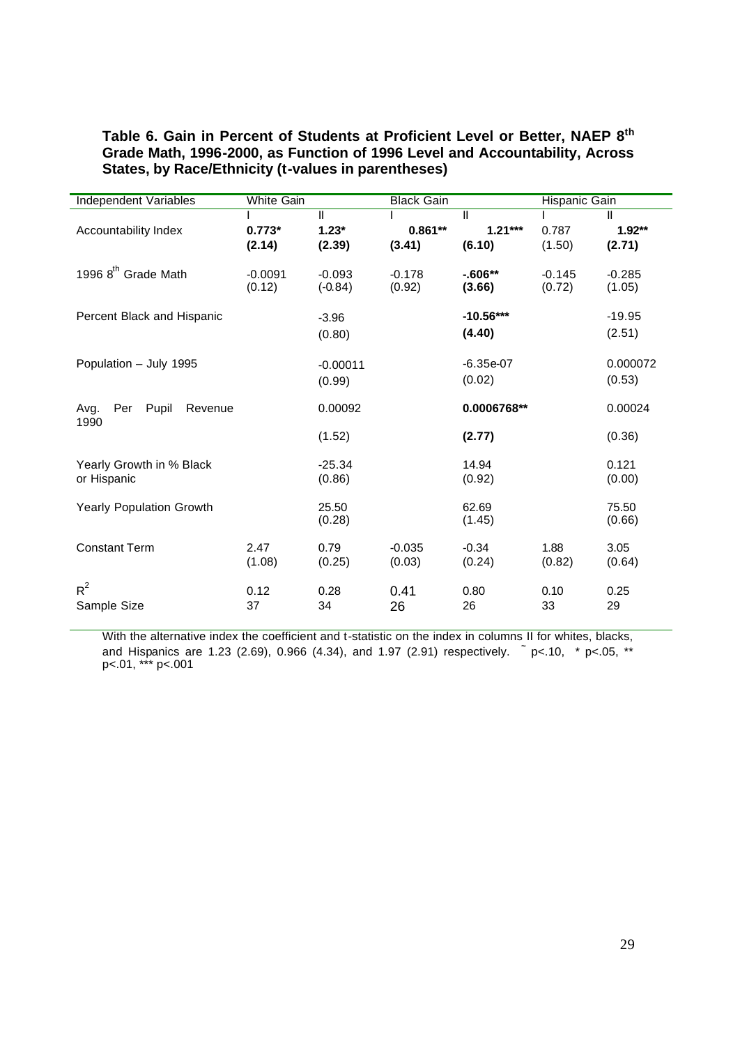**Table 6. Gain in Percent of Students at Proficient Level or Better, NAEP 8th Grade Math, 1996-2000, as Function of 1996 Level and Accountability, Across States, by Race/Ethnicity (t-values in parentheses)**

| Independent Variables | White Gain | | Black Gain | | Hispanic Gain | |
|---|---|---|---|---|---|---|
| | I | II | I | II | I | II |
| Accountability Index | **0.773*** <br> **(2.14)** | **1.23*** <br> **(2.39)** | **0.861**** <br> **(3.41)** | **1.21***** <br> **(6.10)** | 0.787 <br> (1.50) | **1.92**** <br> **(2.71)** |
| 1996 8th Grade Math | -0.0091 <br> (0.12) | -0.093 <br> (-0.84) | -0.178 <br> (0.92) | **-.606**** <br> **(3.66)** | -0.145 <br> (0.72) | -0.285 <br> (1.05) |
| Percent Black and Hispanic | | -3.96 <br> (0.80) | | **-10.56***** <br> **(4.40)** | | -19.95 <br> (2.51) |
| Population – July 1995 | | -0.00011 <br> (0.99) | | -6.35e-07 <br> (0.02) | | 0.000072 <br> (0.53) |
| Avg. Per Pupil Revenue 1990 | | 0.00092 <br> (1.52) | | **0.0006768**** <br> **(2.77)** | | 0.00024 <br> (0.36) |
| Yearly Growth in % Black or Hispanic | | -25.34 <br> (0.86) | | 14.94 <br> (0.92) | | 0.121 <br> (0.00) |
| Yearly Population Growth | | 25.50 <br> (0.28) | | 62.69 <br> (1.45) | | 75.50 <br> (0.66) |
| Constant Term | 2.47 <br> (1.08) | 0.79 <br> (0.25) | -0.035 <br> (0.03) | -0.34 <br> (0.24) | 1.88 <br> (0.82) | 3.05 <br> (0.64) |
| $R^2$ | 0.12 | 0.28 | 0.41 | 0.80 | 0.10 | 0.25 |
| Sample Size | 37 | 34 | 26 | 26 | 33 | 29 |

With the alternative index the coefficient and t-statistic on the index in columns II for whites, blacks, and Hispanics are 1.23 (2.69), 0.966 (4.34), and 1.97 (2.91) respectively. ~ p<.10, * p<.05, ** p<.01, *** p<.001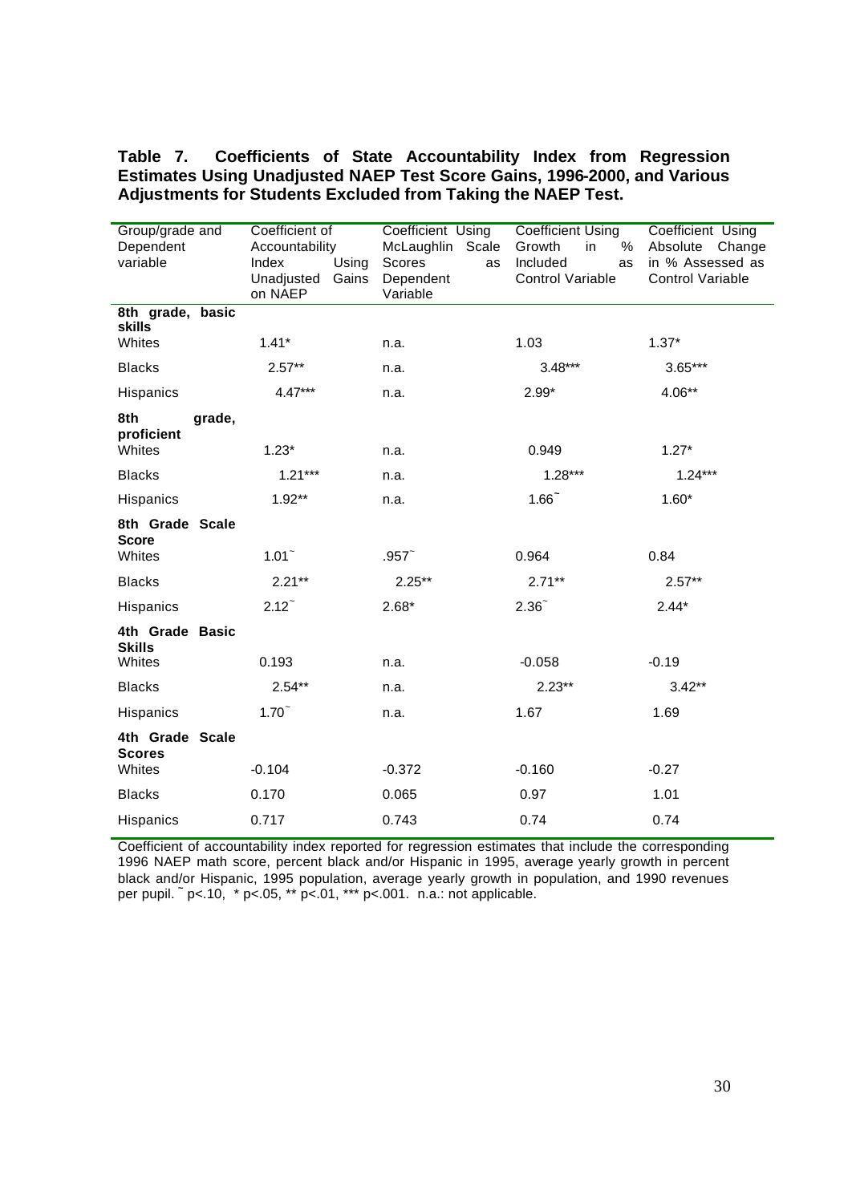**Table 7. Coefficients of State Accountability Index from Regression Estimates Using Unadjusted NAEP Test Score Gains, 1996-2000, and Various Adjustments for Students Excluded from Taking the NAEP Test.**

| Group/grade and Dependent variable | Coefficient of Accountability Index Using Unadjusted Gains on NAEP | Coefficient Using McLaughlin Scale Scores as Dependent Variable | Coefficient Using Growth in % Included as Control Variable | Coefficient Using Absolute Change in % Assessed as Control Variable |
|---|---|---|---|---|
| **8th grade, basic skills** | | | | |
| Whites | 1.41* | n.a. | 1.03 | 1.37* |
| Blacks | 2.57** | n.a. | 3.48*** | 3.65*** |
| Hispanics | 4.47*** | n.a. | 2.99* | 4.06** |
| **8th grade, proficient** | | | | |
| Whites | 1.23* | n.a. | 0.949 | 1.27* |
| Blacks | 1.21*** | n.a. | 1.28*** | 1.24*** |
| Hispanics | 1.92** | n.a. | 1.66~ | 1.60* |
| **8th Grade Scale Score** | | | | |
| Whites | 1.01~ | .957~ | 0.964 | 0.84 |
| Blacks | 2.21** | 2.25** | 2.71** | 2.57** |
| Hispanics | 2.12~ | 2.68* | 2.36~ | 2.44* |
| **4th Grade Basic Skills** | | | | |
| Whites | 0.193 | n.a. | -0.058 | -0.19 |
| Blacks | 2.54** | n.a. | 2.23** | 3.42** |
| Hispanics | 1.70~ | n.a. | 1.67 | 1.69 |
| **4th Grade Scale Scores** | | | | |
| Whites | -0.104 | -0.372 | -0.160 | -0.27 |
| Blacks | 0.170 | 0.065 | 0.97 | 1.01 |
| Hispanics | 0.717 | 0.743 | 0.74 | 0.74 |

Coefficient of accountability index reported for regression estimates that include the corresponding 1996 NAEP math score, percent black and/or Hispanic in 1995, average yearly growth in percent black and/or Hispanic, 1995 population, average yearly growth in population, and 1990 revenues per pupil. ~ $p<.10$, * $p<.05$, ** $p<.01$, *** $p<.001$. n.a.: not applicable.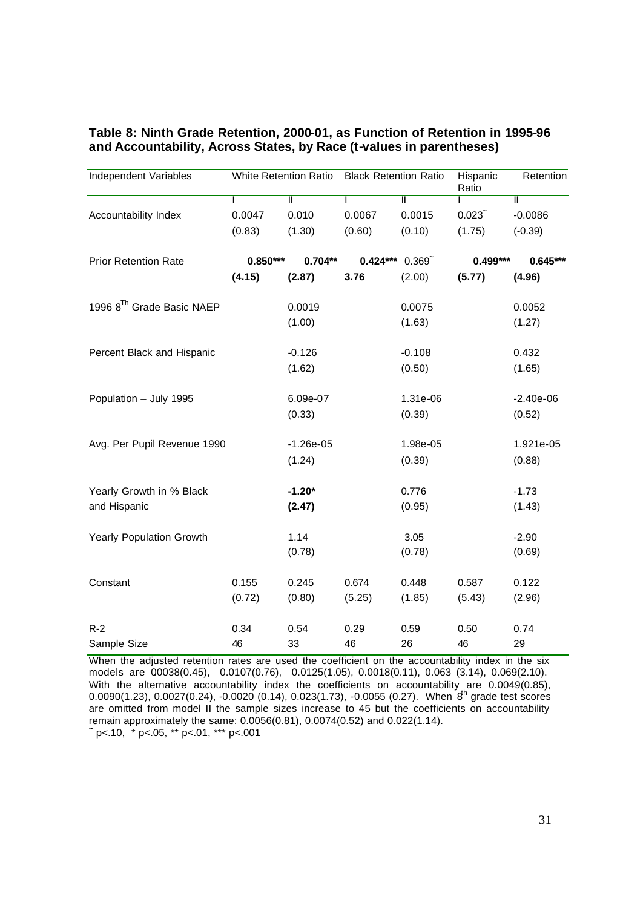**Table 8: Ninth Grade Retention, 2000-01, as Function of Retention in 1995-96 and Accountability, Across States, by Race (t-values in parentheses)**

| Independent Variables | White Retention Ratio | | Black Retention Ratio | | Hispanic Ratio | Retention |
|---|---|---|---|---|---|---|
| | I | II | I | II | I | II |
| Accountability Index | 0.0047 | 0.010 | 0.0067 | 0.0015 | 0.023~ | -0.0086 |
| | (0.83) | (1.30) | (0.60) | (0.10) | (1.75) | (-0.39) |
| Prior Retention Rate | **0.850*** | **0.704** | **0.424*** | 0.369~ | **0.499*** | **0.645*** |
| | **(4.15)** | **(2.87)** | **3.76** | (2.00) | **(5.77)** | **(4.96)** |
| 1996 8Th Grade Basic NAEP | | 0.0019 | | 0.0075 | | 0.0052 |
| | | (1.00) | | (1.63) | | (1.27) |
| Percent Black and Hispanic | | -0.126 | | -0.108 | | 0.432 |
| | | (1.62) | | (0.50) | | (1.65) |
| Population – July 1995 | | 6.09e-07 | | 1.31e-06 | | -2.40e-06 |
| | | (0.33) | | (0.39) | | (0.52) |
| Avg. Per Pupil Revenue 1990 | | -1.26e-05 | | 1.98e-05 | | 1.921e-05 |
| | | (1.24) | | (0.39) | | (0.88) |
| Yearly Growth in % Black and Hispanic | | **-1.20*** | | 0.776 | | -1.73 |
| | | **(2.47)** | | (0.95) | | (1.43) |
| Yearly Population Growth | | 1.14 | | 3.05 | | -2.90 |
| | | (0.78) | | (0.78) | | (0.69) |
| Constant | 0.155 | 0.245 | 0.674 | 0.448 | 0.587 | 0.122 |
| | (0.72) | (0.80) | (5.25) | (1.85) | (5.43) | (2.96) |
| R-2 | 0.34 | 0.54 | 0.29 | 0.59 | 0.50 | 0.74 |
| Sample Size | 46 | 33 | 46 | 26 | 46 | 29 |

When the adjusted retention rates are used the coefficient on the accountability index in the six models are 00038(0.45), 0.0107(0.76), 0.0125(1.05), 0.0018(0.11), 0.063 (3.14), 0.069(2.10). With the alternative accountability index the coefficients on accountability are 0.0049(0.85), 0.0090(1.23), 0.0027(0.24), -0.0020 (0.14), 0.023(1.73), -0.0055 (0.27). When 8th grade test scores are omitted from model II the sample sizes increase to 45 but the coefficients on accountability remain approximately the same: 0.0056(0.81), 0.0074(0.52) and 0.022(1.14).

~ $p<.10$, * $p<.05$, ** $p<.01$, *** $p<.001$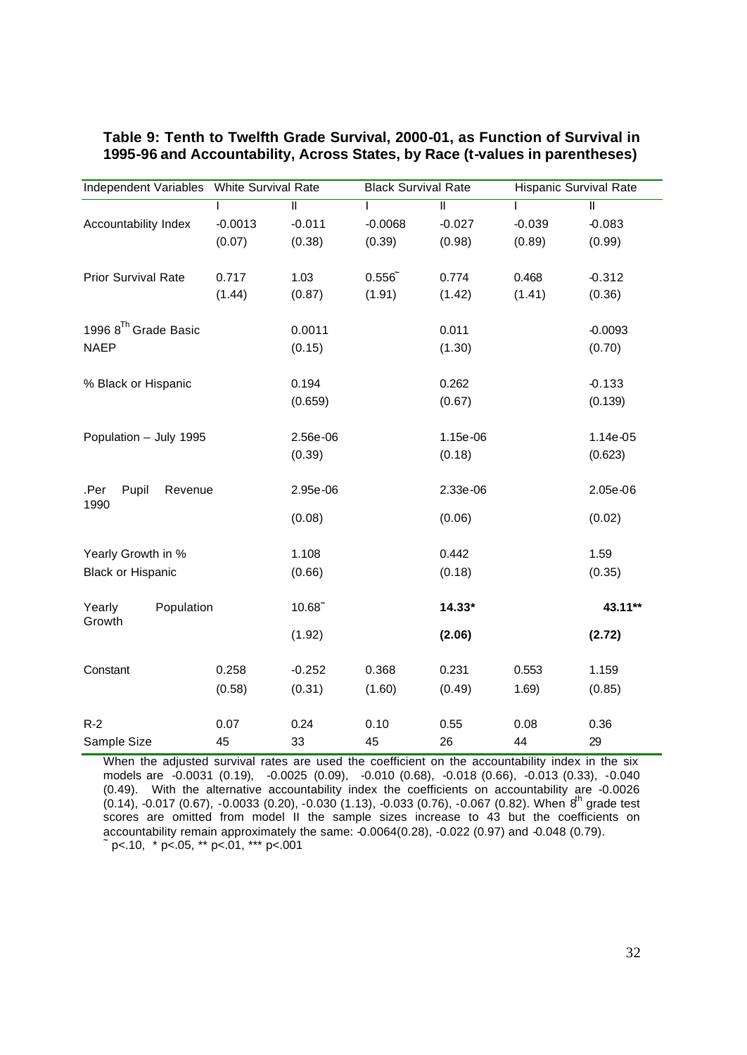**Table 9: Tenth to Twelfth Grade Survival, 2000-01, as Function of Survival in 1995-96 and Accountability, Across States, by Race (t-values in parentheses)**

| Independent Variables | White Survival Rate | | Black Survival Rate | | Hispanic Survival Rate | |
|---|---|---|---|---|---|---|
| | I | II | I | II | I | II |
| Accountability Index | -0.0013 | -0.011 | -0.0068 | -0.027 | -0.039 | -0.083 |
| | (0.07) | (0.38) | (0.39) | (0.98) | (0.89) | (0.99) |
| Prior Survival Rate | 0.717 | 1.03 | 0.556~ | 0.774 | 0.468 | -0.312 |
| | (1.44) | (0.87) | (1.91) | (1.42) | (1.41) | (0.36) |
| 1996 8Th Grade Basic NAEP | | 0.0011 | | 0.011 | | -0.0093 |
| | | (0.15) | | (1.30) | | (0.70) |
| % Black or Hispanic | | 0.194 | | 0.262 | | -0.133 |
| | | (0.659) | | (0.67) | | (0.139) |
| Population – July 1995 | | 2.56e-06 | | 1.15e-06 | | 1.14e-05 |
| | | (0.39) | | (0.18) | | (0.623) |
| .Per Pupil Revenue 1990 | | 2.95e-06 | | 2.33e-06 | | 2.05e-06 |
| | | (0.08) | | (0.06) | | (0.02) |
| Yearly Growth in % Black or Hispanic | | 1.108 | | 0.442 | | 1.59 |
| | | (0.66) | | (0.18) | | (0.35) |
| Yearly Population Growth | | 10.68~ | | **14.33*** | | **43.11**** |
| | | (1.92) | | **(2.06)** | | **(2.72)** |
| Constant | 0.258 | -0.252 | 0.368 | 0.231 | 0.553 | 1.159 |
| | (0.58) | (0.31) | (1.60) | (0.49) | 1.69) | (0.85) |
| R-2 | 0.07 | 0.24 | 0.10 | 0.55 | 0.08 | 0.36 |
| Sample Size | 45 | 33 | 45 | 26 | 44 | 29 |

When the adjusted survival rates are used the coefficient on the accountability index in the six models are -0.0031 (0.19), -0.0025 (0.09), -0.010 (0.68), -0.018 (0.66), -0.013 (0.33), -0.040 (0.49). With the alternative accountability index the coefficients on accountability are -0.0026 (0.14), -0.017 (0.67), -0.0033 (0.20), -0.030 (1.13), -0.033 (0.76), -0.067 (0.82). When 8th grade test scores are omitted from model II the sample sizes increase to 43 but the coefficients on accountability remain approximately the same: -0.0064(0.28), -0.022 (0.97) and -0.048 (0.79).

~ p<.10, * p<.05, ** p<.01, *** p<.001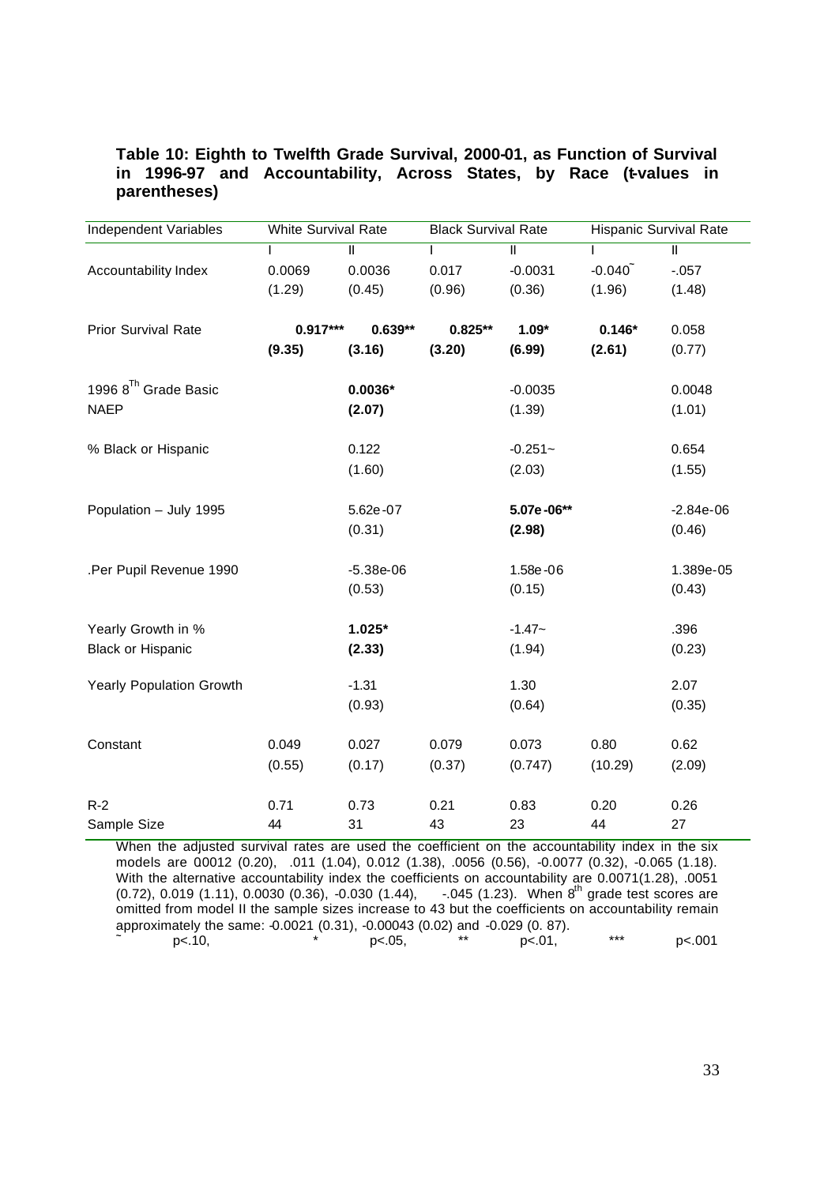**Table 10: Eighth to Twelfth Grade Survival, 2000-01, as Function of Survival in 1996-97 and Accountability, Across States, by Race (t-values in parentheses)**

| Independent Variables | White Survival Rate | | Black Survival Rate | | Hispanic Survival Rate | |
|---|---|---|---|---|---|---|
| | I | II | I | II | I | II |
| Accountability Index | 0.0069 | 0.0036 | 0.017 | -0.0031 | -0.040~ | -.057 |
| | (1.29) | (0.45) | (0.96) | (0.36) | (1.96) | (1.48) |
| Prior Survival Rate | **0.917*** ** | **0.639** ** | **0.825** ** | **1.09*** | **0.146*** | 0.058 |
| | **(9.35)** | **(3.16)** | **(3.20)** | **(6.99)** | **(2.61)** | (0.77) |
| 1996 8$^{Th}$ Grade Basic NAEP | | **0.0036*** | | -0.0035 | | 0.0048 |
| | | **(2.07)** | | (1.39) | | (1.01) |
| % Black or Hispanic | | 0.122 | | -0.251~ | | 0.654 |
| | | (1.60) | | (2.03) | | (1.55) |
| Population – July 1995 | | 5.62e-07 | | **5.07e-06** ** | | -2.84e-06 |
| | | (0.31) | | **(2.98)** | | (0.46) |
| .Per Pupil Revenue 1990 | | -5.38e-06 | | 1.58e-06 | | 1.389e-05 |
| | | (0.53) | | (0.15) | | (0.43) |
| Yearly Growth in % Black or Hispanic | | **1.025*** | | -1.47~ | | .396 |
| | | **(2.33)** | | (1.94) | | (0.23) |
| Yearly Population Growth | | -1.31 | | 1.30 | | 2.07 |
| | | (0.93) | | (0.64) | | (0.35) |
| Constant | 0.049 | 0.027 | 0.079 | 0.073 | 0.80 | 0.62 |
| | (0.55) | (0.17) | (0.37) | (0.747) | (10.29) | (2.09) |
| R-2 | 0.71 | 0.73 | 0.21 | 0.83 | 0.20 | 0.26 |
| Sample Size | 44 | 31 | 43 | 23 | 44 | 27 |

When the adjusted survival rates are used the coefficient on the accountability index in the six models are 0.0012 (0.20), .011 (1.04), 0.012 (1.38), .0056 (0.56), -0.0077 (0.32), -0.065 (1.18). With the alternative accountability index the coefficients on accountability are 0.0071(1.28), .0051 (0.72), 0.019 (1.11), 0.0030 (0.36), -0.030 (1.44), -.045 (1.23). When 8$^{th}$ grade test scores are omitted from model II the sample sizes increase to 43 but the coefficients on accountability remain approximately the same: -0.0021 (0.31), -0.00043 (0.02) and -0.029 (0. 87).

~ $p<.10$, * $p<.05$, ** $p<.01$, *** $p<.001$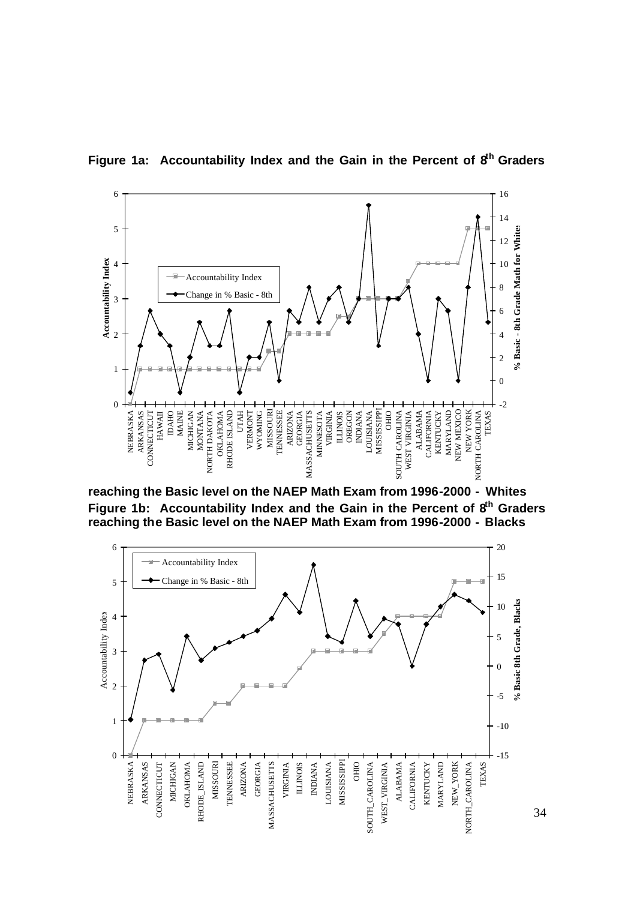**Figure 1a: Accountability Index and the Gain in the Percent of 8th Graders reaching the Basic level on the NAEP Math Exam from 1996-2000 - Whites**

**Figure 1b: Accountability Index and the Gain in the Percent of 8th Graders reaching the Basic level on the NAEP Math Exam from 1996-2000 - Blacks**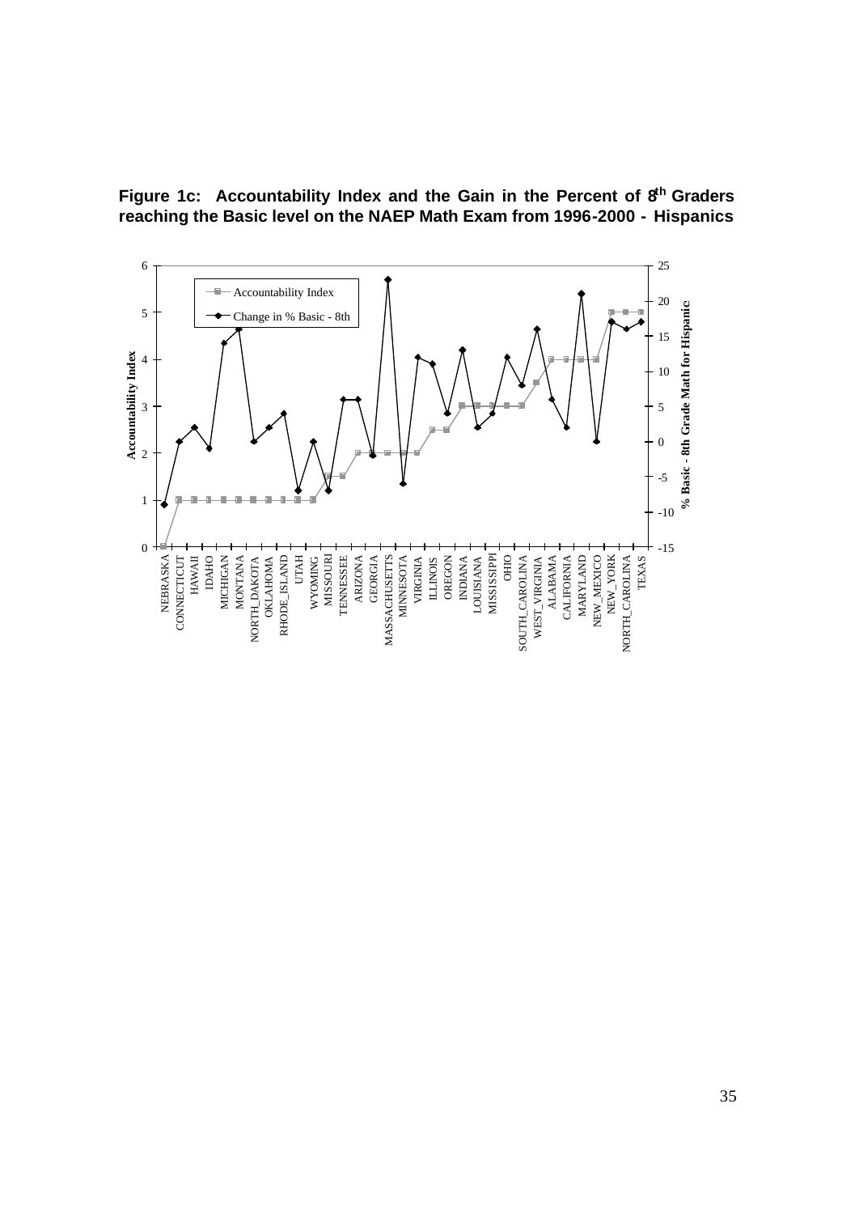**Figure 1c: Accountability Index and the Gain in the Percent of 8th Graders reaching the Basic level on the NAEP Math Exam from 1996-2000 - Hispanics**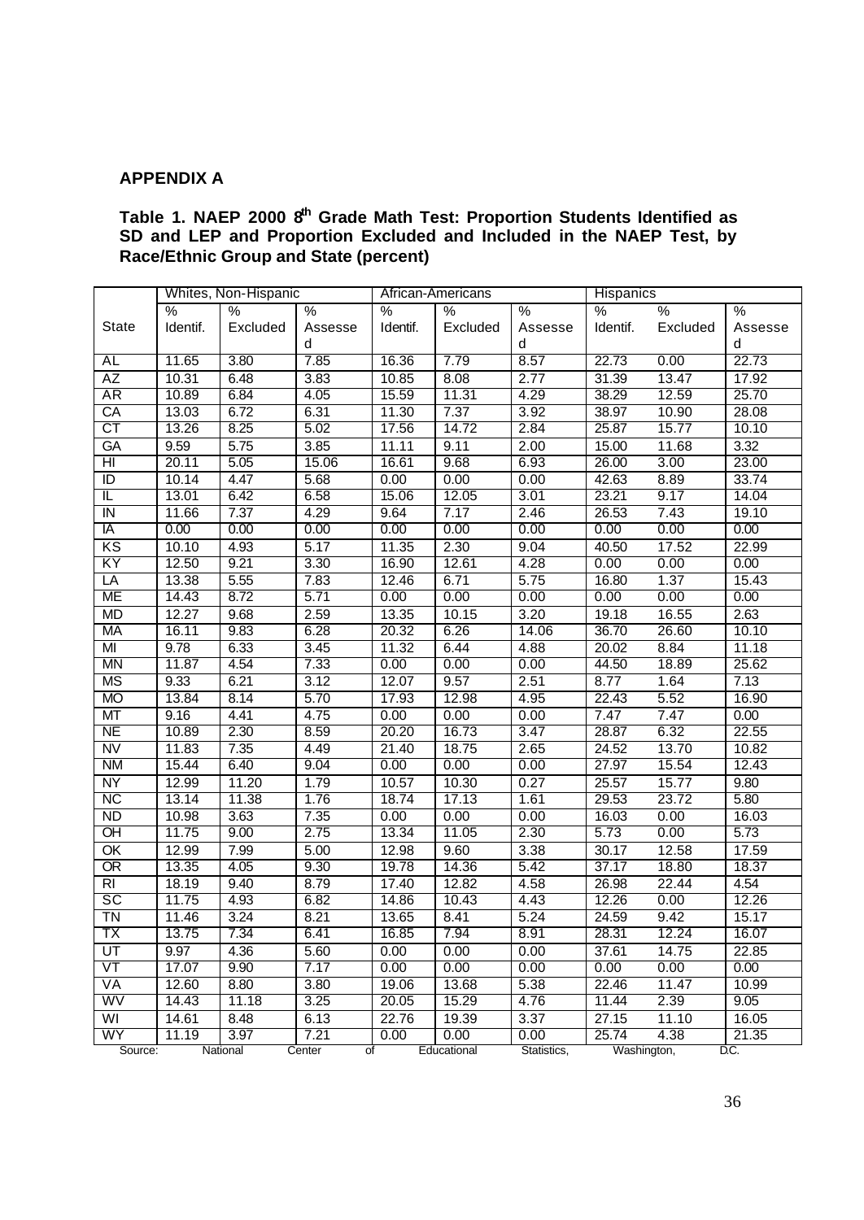## APPENDIX A

**Table 1. NAEP 2000 8th Grade Math Test: Proportion Students Identified as SD and LEP and Proportion Excluded and Included in the NAEP Test, by Race/Ethnic Group and State (percent)**

| State | Whites, Non-Hispanic | | | African-Americans | | | Hispanics | | |
|---|---|---|---|---|---|---|---|---|---|
| | % Identif. | % Excluded | % Assessed | % Identif. | % Excluded | % Assessed | % Identif. | % Excluded | % Assessed |
| AL | 11.65 | 3.80 | 7.85 | 16.36 | 7.79 | 8.57 | 22.73 | 0.00 | 22.73 |
| AZ | 10.31 | 6.48 | 3.83 | 10.85 | 8.08 | 2.77 | 31.39 | 13.47 | 17.92 |
| AR | 10.89 | 6.84 | 4.05 | 15.59 | 11.31 | 4.29 | 38.29 | 12.59 | 25.70 |
| CA | 13.03 | 6.72 | 6.31 | 11.30 | 7.37 | 3.92 | 38.97 | 10.90 | 28.08 |
| CT | 13.26 | 8.25 | 5.02 | 17.56 | 14.72 | 2.84 | 25.87 | 15.77 | 10.10 |
| GA | 9.59 | 5.75 | 3.85 | 11.11 | 9.11 | 2.00 | 15.00 | 11.68 | 3.32 |
| HI | 20.11 | 5.05 | 15.06 | 16.61 | 9.68 | 6.93 | 26.00 | 3.00 | 23.00 |
| ID | 10.14 | 4.47 | 5.68 | 0.00 | 0.00 | 0.00 | 42.63 | 8.89 | 33.74 |
| IL | 13.01 | 6.42 | 6.58 | 15.06 | 12.05 | 3.01 | 23.21 | 9.17 | 14.04 |
| IN | 11.66 | 7.37 | 4.29 | 9.64 | 7.17 | 2.46 | 26.53 | 7.43 | 19.10 |
| IA | 0.00 | 0.00 | 0.00 | 0.00 | 0.00 | 0.00 | 0.00 | 0.00 | 0.00 |
| KS | 10.10 | 4.93 | 5.17 | 11.35 | 2.30 | 9.04 | 40.50 | 17.52 | 22.99 |
| KY | 12.50 | 9.21 | 3.30 | 16.90 | 12.61 | 4.28 | 0.00 | 0.00 | 0.00 |
| LA | 13.38 | 5.55 | 7.83 | 12.46 | 6.71 | 5.75 | 16.80 | 1.37 | 15.43 |
| ME | 14.43 | 8.72 | 5.71 | 0.00 | 0.00 | 0.00 | 0.00 | 0.00 | 0.00 |
| MD | 12.27 | 9.68 | 2.59 | 13.35 | 10.15 | 3.20 | 19.18 | 16.55 | 2.63 |
| MA | 16.11 | 9.83 | 6.28 | 20.32 | 6.26 | 14.06 | 36.70 | 26.60 | 10.10 |
| MI | 9.78 | 6.33 | 3.45 | 11.32 | 6.44 | 4.88 | 20.02 | 8.84 | 11.18 |
| MN | 11.87 | 4.54 | 7.33 | 0.00 | 0.00 | 0.00 | 44.50 | 18.89 | 25.62 |
| MS | 9.33 | 6.21 | 3.12 | 12.07 | 9.57 | 2.51 | 8.77 | 1.64 | 7.13 |
| MO | 13.84 | 8.14 | 5.70 | 17.93 | 12.98 | 4.95 | 22.43 | 5.52 | 16.90 |
| MT | 9.16 | 4.41 | 4.75 | 0.00 | 0.00 | 0.00 | 7.47 | 7.47 | 0.00 |
| NE | 10.89 | 2.30 | 8.59 | 20.20 | 16.73 | 3.47 | 28.87 | 6.32 | 22.55 |
| NV | 11.83 | 7.35 | 4.49 | 21.40 | 18.75 | 2.65 | 24.52 | 13.70 | 10.82 |
| NM | 15.44 | 6.40 | 9.04 | 0.00 | 0.00 | 0.00 | 27.97 | 15.54 | 12.43 |
| NY | 12.99 | 11.20 | 1.79 | 10.57 | 10.30 | 0.27 | 25.57 | 15.77 | 9.80 |
| NC | 13.14 | 11.38 | 1.76 | 18.74 | 17.13 | 1.61 | 29.53 | 23.72 | 5.80 |
| ND | 10.98 | 3.63 | 7.35 | 0.00 | 0.00 | 0.00 | 16.03 | 0.00 | 16.03 |
| OH | 11.75 | 9.00 | 2.75 | 13.34 | 11.05 | 2.30 | 5.73 | 0.00 | 5.73 |
| OK | 12.99 | 7.99 | 5.00 | 12.98 | 9.60 | 3.38 | 30.17 | 12.58 | 17.59 |
| OR | 13.35 | 4.05 | 9.30 | 19.78 | 14.36 | 5.42 | 37.17 | 18.80 | 18.37 |
| RI | 18.19 | 9.40 | 8.79 | 17.40 | 12.82 | 4.58 | 26.98 | 22.44 | 4.54 |
| SC | 11.75 | 4.93 | 6.82 | 14.86 | 10.43 | 4.43 | 12.26 | 0.00 | 12.26 |
| TN | 11.46 | 3.24 | 8.21 | 13.65 | 8.41 | 5.24 | 24.59 | 9.42 | 15.17 |
| TX | 13.75 | 7.34 | 6.41 | 16.85 | 7.94 | 8.91 | 28.31 | 12.24 | 16.07 |
| UT | 9.97 | 4.36 | 5.60 | 0.00 | 0.00 | 0.00 | 37.61 | 14.75 | 22.85 |
| VT | 17.07 | 9.90 | 7.17 | 0.00 | 0.00 | 0.00 | 0.00 | 0.00 | 0.00 |
| VA | 12.60 | 8.80 | 3.80 | 19.06 | 13.68 | 5.38 | 22.46 | 11.47 | 10.99 |
| WV | 14.43 | 11.18 | 3.25 | 20.05 | 15.29 | 4.76 | 11.44 | 2.39 | 9.05 |
| WI | 14.61 | 8.48 | 6.13 | 22.76 | 19.39 | 3.37 | 27.15 | 11.10 | 16.05 |
| WY | 11.19 | 3.97 | 7.21 | 0.00 | 0.00 | 0.00 | 25.74 | 4.38 | 21.35 |

Source: National Center of Educational Statistics, Washington, D.C.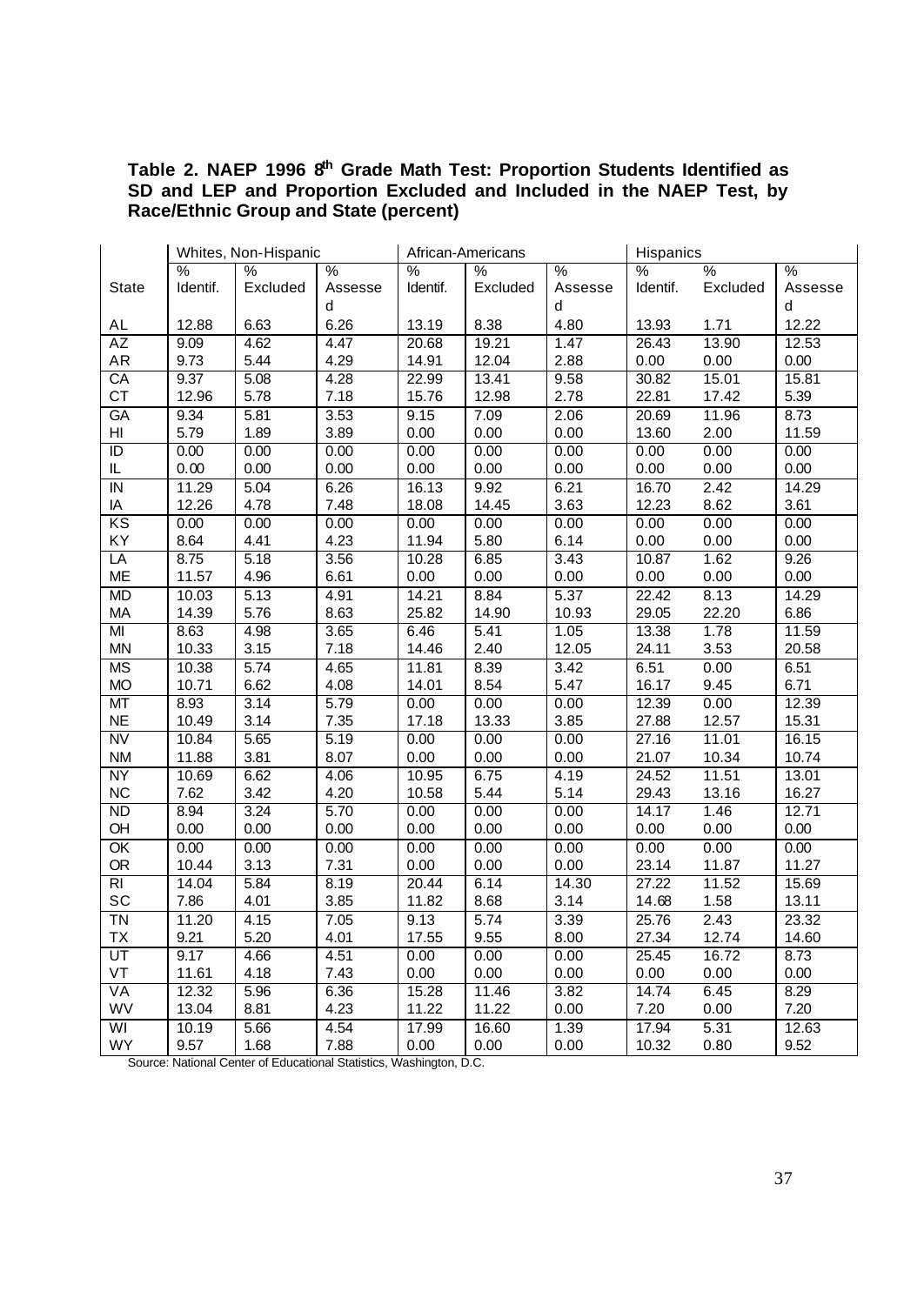**Table 2. NAEP 1996 8th Grade Math Test: Proportion Students Identified as SD and LEP and Proportion Excluded and Included in the NAEP Test, by Race/Ethnic Group and State (percent)**

| | Whites, Non-Hispanic | | | African-Americans | | | Hispanics | | |
|---|---|---|---|---|---|---|---|---|---|
| State | % Identif. | % Excluded | % Assessed | % Identif. | % Excluded | % Assessed | % Identif. | % Excluded | % Assessed |
| AL | 12.88 | 6.63 | 6.26 | 13.19 | 8.38 | 4.80 | 13.93 | 1.71 | 12.22 |
| AZ | 9.09 | 4.62 | 4.47 | 20.68 | 19.21 | 1.47 | 26.43 | 13.90 | 12.53 |
| AR | 9.73 | 5.44 | 4.29 | 14.91 | 12.04 | 2.88 | 0.00 | 0.00 | 0.00 |
| CA | 9.37 | 5.08 | 4.28 | 22.99 | 13.41 | 9.58 | 30.82 | 15.01 | 15.81 |
| CT | 12.96 | 5.78 | 7.18 | 15.76 | 12.98 | 2.78 | 22.81 | 17.42 | 5.39 |
| GA | 9.34 | 5.81 | 3.53 | 9.15 | 7.09 | 2.06 | 20.69 | 11.96 | 8.73 |
| HI | 5.79 | 1.89 | 3.89 | 0.00 | 0.00 | 0.00 | 13.60 | 2.00 | 11.59 |
| ID | 0.00 | 0.00 | 0.00 | 0.00 | 0.00 | 0.00 | 0.00 | 0.00 | 0.00 |
| IL | 0.00 | 0.00 | 0.00 | 0.00 | 0.00 | 0.00 | 0.00 | 0.00 | 0.00 |
| IN | 11.29 | 5.04 | 6.26 | 16.13 | 9.92 | 6.21 | 16.70 | 2.42 | 14.29 |
| IA | 12.26 | 4.78 | 7.48 | 18.08 | 14.45 | 3.63 | 12.23 | 8.62 | 3.61 |
| KS | 0.00 | 0.00 | 0.00 | 0.00 | 0.00 | 0.00 | 0.00 | 0.00 | 0.00 |
| KY | 8.64 | 4.41 | 4.23 | 11.94 | 5.80 | 6.14 | 0.00 | 0.00 | 0.00 |
| LA | 8.75 | 5.18 | 3.56 | 10.28 | 6.85 | 3.43 | 10.87 | 1.62 | 9.26 |
| ME | 11.57 | 4.96 | 6.61 | 0.00 | 0.00 | 0.00 | 0.00 | 0.00 | 0.00 |
| MD | 10.03 | 5.13 | 4.91 | 14.21 | 8.84 | 5.37 | 22.42 | 8.13 | 14.29 |
| MA | 14.39 | 5.76 | 8.63 | 25.82 | 14.90 | 10.93 | 29.05 | 22.20 | 6.86 |
| MI | 8.63 | 4.98 | 3.65 | 6.46 | 5.41 | 1.05 | 13.38 | 1.78 | 11.59 |
| MN | 10.33 | 3.15 | 7.18 | 14.46 | 2.40 | 12.05 | 24.11 | 3.53 | 20.58 |
| MS | 10.38 | 5.74 | 4.65 | 11.81 | 8.39 | 3.42 | 6.51 | 0.00 | 6.51 |
| MO | 10.71 | 6.62 | 4.08 | 14.01 | 8.54 | 5.47 | 16.17 | 9.45 | 6.71 |
| MT | 8.93 | 3.14 | 5.79 | 0.00 | 0.00 | 0.00 | 12.39 | 0.00 | 12.39 |
| NE | 10.49 | 3.14 | 7.35 | 17.18 | 13.33 | 3.85 | 27.88 | 12.57 | 15.31 |
| NV | 10.84 | 5.65 | 5.19 | 0.00 | 0.00 | 0.00 | 27.16 | 11.01 | 16.15 |
| NM | 11.88 | 3.81 | 8.07 | 0.00 | 0.00 | 0.00 | 21.07 | 10.34 | 10.74 |
| NY | 10.69 | 6.62 | 4.06 | 10.95 | 6.75 | 4.19 | 24.52 | 11.51 | 13.01 |
| NC | 7.62 | 3.42 | 4.20 | 10.58 | 5.44 | 5.14 | 29.43 | 13.16 | 16.27 |
| ND | 8.94 | 3.24 | 5.70 | 0.00 | 0.00 | 0.00 | 14.17 | 1.46 | 12.71 |
| OH | 0.00 | 0.00 | 0.00 | 0.00 | 0.00 | 0.00 | 0.00 | 0.00 | 0.00 |
| OK | 0.00 | 0.00 | 0.00 | 0.00 | 0.00 | 0.00 | 0.00 | 0.00 | 0.00 |
| OR | 10.44 | 3.13 | 7.31 | 0.00 | 0.00 | 0.00 | 23.14 | 11.87 | 11.27 |
| RI | 14.04 | 5.84 | 8.19 | 20.44 | 6.14 | 14.30 | 27.22 | 11.52 | 15.69 |
| SC | 7.86 | 4.01 | 3.85 | 11.82 | 8.68 | 3.14 | 14.68 | 1.58 | 13.11 |
| TN | 11.20 | 4.15 | 7.05 | 9.13 | 5.74 | 3.39 | 25.76 | 2.43 | 23.32 |
| TX | 9.21 | 5.20 | 4.01 | 17.55 | 9.55 | 8.00 | 27.34 | 12.74 | 14.60 |
| UT | 9.17 | 4.66 | 4.51 | 0.00 | 0.00 | 0.00 | 25.45 | 16.72 | 8.73 |
| VT | 11.61 | 4.18 | 7.43 | 0.00 | 0.00 | 0.00 | 0.00 | 0.00 | 0.00 |
| VA | 12.32 | 5.96 | 6.36 | 15.28 | 11.46 | 3.82 | 14.74 | 6.45 | 8.29 |
| WV | 13.04 | 8.81 | 4.23 | 11.22 | 11.22 | 0.00 | 7.20 | 0.00 | 7.20 |
| WI | 10.19 | 5.66 | 4.54 | 17.99 | 16.60 | 1.39 | 17.94 | 5.31 | 12.63 |
| WY | 9.57 | 1.68 | 7.88 | 0.00 | 0.00 | 0.00 | 10.32 | 0.80 | 9.52 |

Source: National Center of Educational Statistics, Washington, D.C.